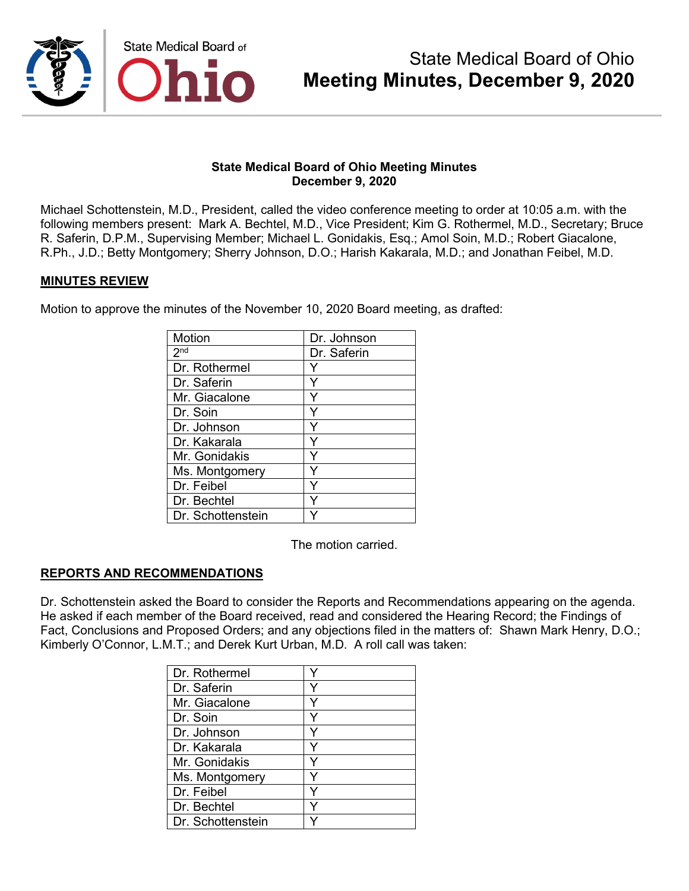# State Medical Board of Ohio
# Meeting Minutes, December 9, 2020

**State Medical Board of Ohio Meeting Minutes**
**December 9, 2020**

Michael Schottenstein, M.D., President, called the video conference meeting to order at 10:05 a.m. with the following members present: Mark A. Bechtel, M.D., Vice President; Kim G. Rothermel, M.D., Secretary; Bruce R. Saferin, D.P.M., Supervising Member; Michael L. Gonidakis, Esq.; Amol Soin, M.D.; Robert Giacalone, R.Ph., J.D.; Betty Montgomery; Sherry Johnson, D.O.; Harish Kakarala, M.D.; and Jonathan Feibel, M.D.

## MINUTES REVIEW

Motion to approve the minutes of the November 10, 2020 Board meeting, as drafted:

| Motion | Dr. Johnson |
|---|---|
| 2nd | Dr. Saferin |
| Dr. Rothermel | Y |
| Dr. Saferin | Y |
| Mr. Giacalone | Y |
| Dr. Soin | Y |
| Dr. Johnson | Y |
| Dr. Kakarala | Y |
| Mr. Gonidakis | Y |
| Ms. Montgomery | Y |
| Dr. Feibel | Y |
| Dr. Bechtel | Y |
| Dr. Schottenstein | Y |

The motion carried.

## REPORTS AND RECOMMENDATIONS

Dr. Schottenstein asked the Board to consider the Reports and Recommendations appearing on the agenda. He asked if each member of the Board received, read and considered the Hearing Record; the Findings of Fact, Conclusions and Proposed Orders; and any objections filed in the matters of: Shawn Mark Henry, D.O.; Kimberly O'Connor, L.M.T.; and Derek Kurt Urban, M.D. A roll call was taken:

| | |
|---|---|
| Dr. Rothermel | Y |
| Dr. Saferin | Y |
| Mr. Giacalone | Y |
| Dr. Soin | Y |
| Dr. Johnson | Y |
| Dr. Kakarala | Y |
| Mr. Gonidakis | Y |
| Ms. Montgomery | Y |
| Dr. Feibel | Y |
| Dr. Bechtel | Y |
| Dr. Schottenstein | Y |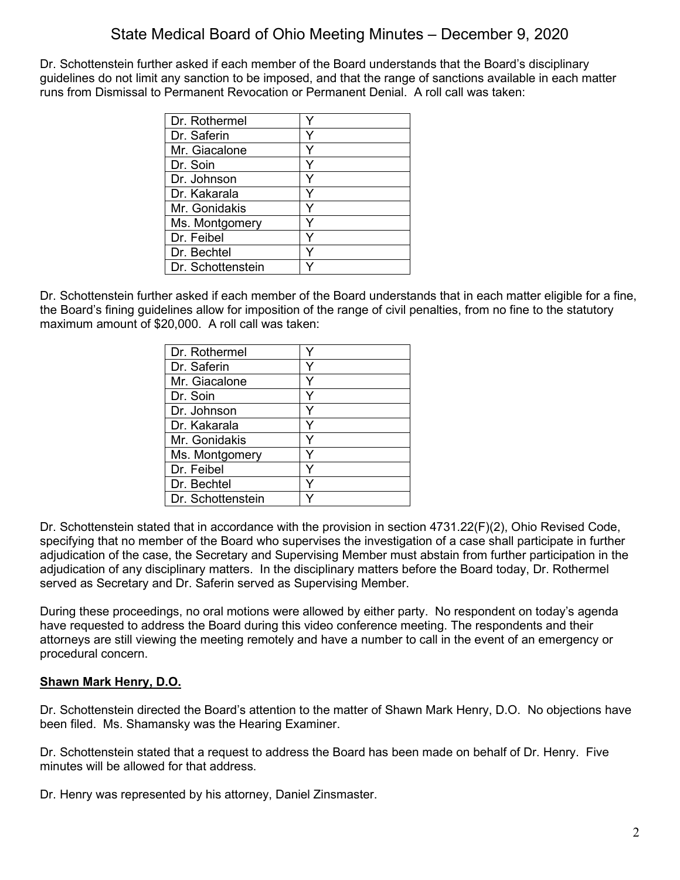Dr. Schottenstein further asked if each member of the Board understands that the Board's disciplinary guidelines do not limit any sanction to be imposed, and that the range of sanctions available in each matter runs from Dismissal to Permanent Revocation or Permanent Denial. A roll call was taken:

| | |
|---|---|
| Dr. Rothermel | Y |
| Dr. Saferin | Y |
| Mr. Giacalone | Y |
| Dr. Soin | Y |
| Dr. Johnson | Y |
| Dr. Kakarala | Y |
| Mr. Gonidakis | Y |
| Ms. Montgomery | Y |
| Dr. Feibel | Y |
| Dr. Bechtel | Y |
| Dr. Schottenstein | Y |

Dr. Schottenstein further asked if each member of the Board understands that in each matter eligible for a fine, the Board's fining guidelines allow for imposition of the range of civil penalties, from no fine to the statutory maximum amount of $20,000. A roll call was taken:

| | |
|---|---|
| Dr. Rothermel | Y |
| Dr. Saferin | Y |
| Mr. Giacalone | Y |
| Dr. Soin | Y |
| Dr. Johnson | Y |
| Dr. Kakarala | Y |
| Mr. Gonidakis | Y |
| Ms. Montgomery | Y |
| Dr. Feibel | Y |
| Dr. Bechtel | Y |
| Dr. Schottenstein | Y |

Dr. Schottenstein stated that in accordance with the provision in section 4731.22(F)(2), Ohio Revised Code, specifying that no member of the Board who supervises the investigation of a case shall participate in further adjudication of the case, the Secretary and Supervising Member must abstain from further participation in the adjudication of any disciplinary matters. In the disciplinary matters before the Board today, Dr. Rothermel served as Secretary and Dr. Saferin served as Supervising Member.

During these proceedings, no oral motions were allowed by either party. No respondent on today's agenda have requested to address the Board during this video conference meeting. The respondents and their attorneys are still viewing the meeting remotely and have a number to call in the event of an emergency or procedural concern.

**Shawn Mark Henry, D.O.**

Dr. Schottenstein directed the Board's attention to the matter of Shawn Mark Henry, D.O. No objections have been filed. Ms. Shamansky was the Hearing Examiner.

Dr. Schottenstein stated that a request to address the Board has been made on behalf of Dr. Henry. Five minutes will be allowed for that address.

Dr. Henry was represented by his attorney, Daniel Zinsmaster.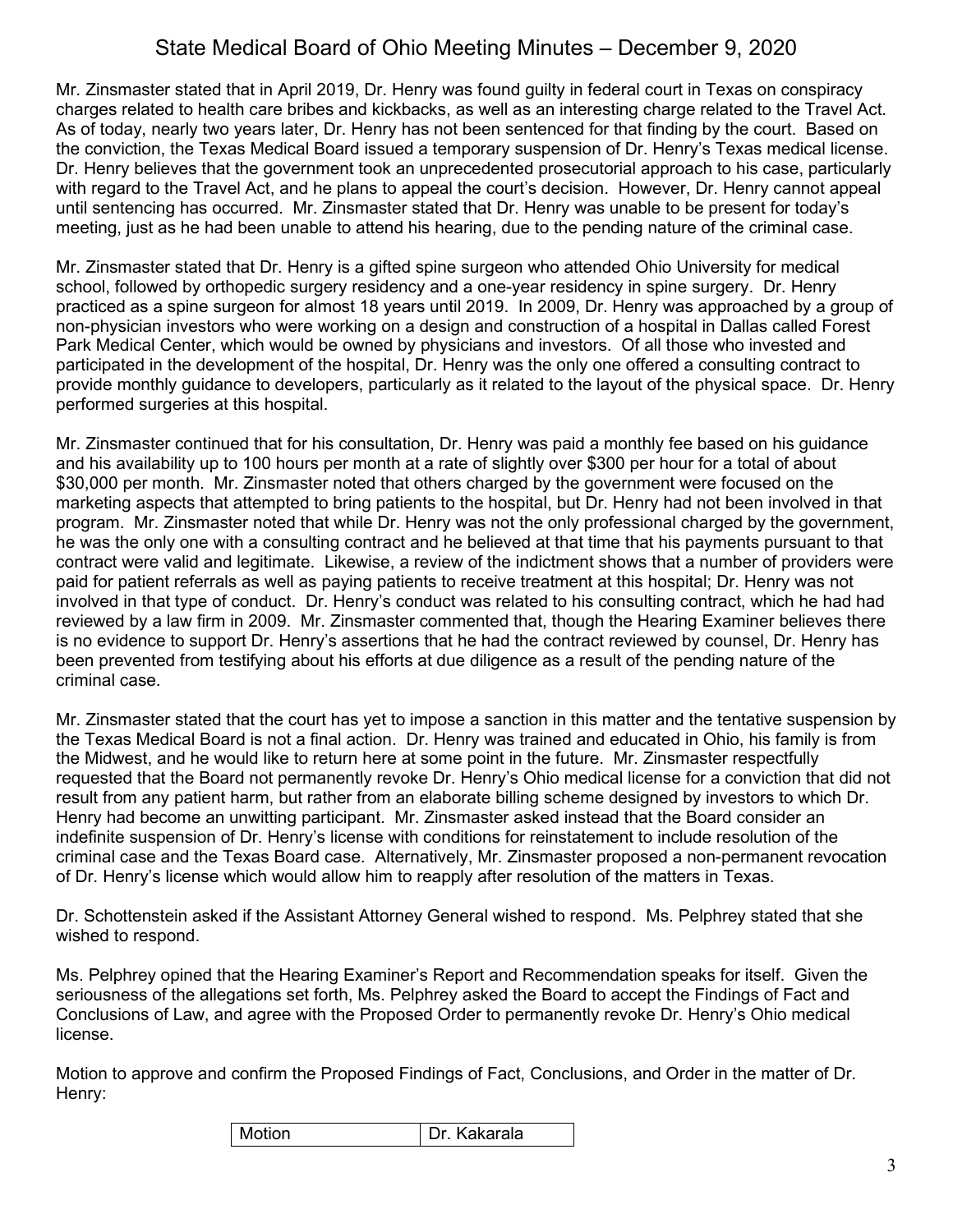Mr. Zinsmaster stated that in April 2019, Dr. Henry was found guilty in federal court in Texas on conspiracy charges related to health care bribes and kickbacks, as well as an interesting charge related to the Travel Act. As of today, nearly two years later, Dr. Henry has not been sentenced for that finding by the court. Based on the conviction, the Texas Medical Board issued a temporary suspension of Dr. Henry's Texas medical license. Dr. Henry believes that the government took an unprecedented prosecutorial approach to his case, particularly with regard to the Travel Act, and he plans to appeal the court's decision. However, Dr. Henry cannot appeal until sentencing has occurred. Mr. Zinsmaster stated that Dr. Henry was unable to be present for today's meeting, just as he had been unable to attend his hearing, due to the pending nature of the criminal case.

Mr. Zinsmaster stated that Dr. Henry is a gifted spine surgeon who attended Ohio University for medical school, followed by orthopedic surgery residency and a one-year residency in spine surgery. Dr. Henry practiced as a spine surgeon for almost 18 years until 2019. In 2009, Dr. Henry was approached by a group of non-physician investors who were working on a design and construction of a hospital in Dallas called Forest Park Medical Center, which would be owned by physicians and investors. Of all those who invested and participated in the development of the hospital, Dr. Henry was the only one offered a consulting contract to provide monthly guidance to developers, particularly as it related to the layout of the physical space. Dr. Henry performed surgeries at this hospital.

Mr. Zinsmaster continued that for his consultation, Dr. Henry was paid a monthly fee based on his guidance and his availability up to 100 hours per month at a rate of slightly over $300 per hour for a total of about $30,000 per month. Mr. Zinsmaster noted that others charged by the government were focused on the marketing aspects that attempted to bring patients to the hospital, but Dr. Henry had not been involved in that program. Mr. Zinsmaster noted that while Dr. Henry was not the only professional charged by the government, he was the only one with a consulting contract and he believed at that time that his payments pursuant to that contract were valid and legitimate. Likewise, a review of the indictment shows that a number of providers were paid for patient referrals as well as paying patients to receive treatment at this hospital; Dr. Henry was not involved in that type of conduct. Dr. Henry's conduct was related to his consulting contract, which he had had reviewed by a law firm in 2009. Mr. Zinsmaster commented that, though the Hearing Examiner believes there is no evidence to support Dr. Henry's assertions that he had the contract reviewed by counsel, Dr. Henry has been prevented from testifying about his efforts at due diligence as a result of the pending nature of the criminal case.

Mr. Zinsmaster stated that the court has yet to impose a sanction in this matter and the tentative suspension by the Texas Medical Board is not a final action. Dr. Henry was trained and educated in Ohio, his family is from the Midwest, and he would like to return here at some point in the future. Mr. Zinsmaster respectfully requested that the Board not permanently revoke Dr. Henry's Ohio medical license for a conviction that did not result from any patient harm, but rather from an elaborate billing scheme designed by investors to which Dr. Henry had become an unwitting participant. Mr. Zinsmaster asked instead that the Board consider an indefinite suspension of Dr. Henry's license with conditions for reinstatement to include resolution of the criminal case and the Texas Board case. Alternatively, Mr. Zinsmaster proposed a non-permanent revocation of Dr. Henry's license which would allow him to reapply after resolution of the matters in Texas.

Dr. Schottenstein asked if the Assistant Attorney General wished to respond. Ms. Pelphrey stated that she wished to respond.

Ms. Pelphrey opined that the Hearing Examiner's Report and Recommendation speaks for itself. Given the seriousness of the allegations set forth, Ms. Pelphrey asked the Board to accept the Findings of Fact and Conclusions of Law, and agree with the Proposed Order to permanently revoke Dr. Henry's Ohio medical license.

Motion to approve and confirm the Proposed Findings of Fact, Conclusions, and Order in the matter of Dr. Henry:

| Motion | Dr. Kakarala |
| --- | --- |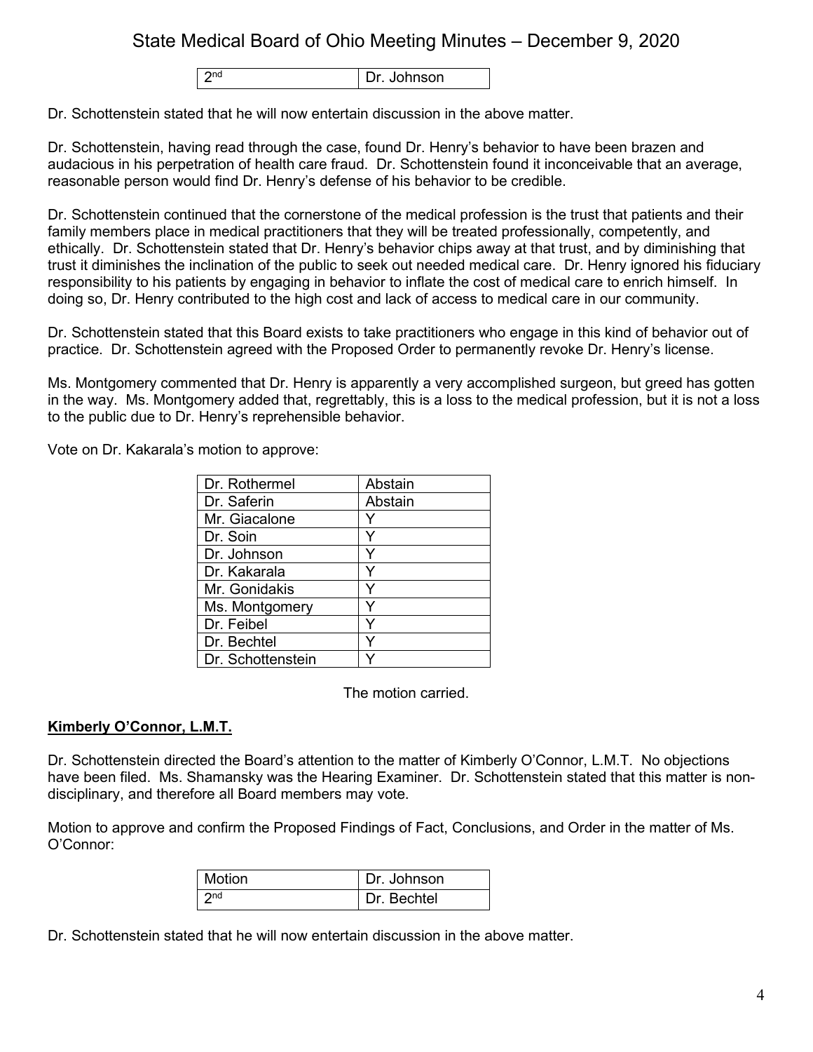| 2nd | Dr. Johnson |
|---|---|

Dr. Schottenstein stated that he will now entertain discussion in the above matter.

Dr. Schottenstein, having read through the case, found Dr. Henry's behavior to have been brazen and audacious in his perpetration of health care fraud. Dr. Schottenstein found it inconceivable that an average, reasonable person would find Dr. Henry's defense of his behavior to be credible.

Dr. Schottenstein continued that the cornerstone of the medical profession is the trust that patients and their family members place in medical practitioners that they will be treated professionally, competently, and ethically. Dr. Schottenstein stated that Dr. Henry's behavior chips away at that trust, and by diminishing that trust it diminishes the inclination of the public to seek out needed medical care. Dr. Henry ignored his fiduciary responsibility to his patients by engaging in behavior to inflate the cost of medical care to enrich himself. In doing so, Dr. Henry contributed to the high cost and lack of access to medical care in our community.

Dr. Schottenstein stated that this Board exists to take practitioners who engage in this kind of behavior out of practice. Dr. Schottenstein agreed with the Proposed Order to permanently revoke Dr. Henry's license.

Ms. Montgomery commented that Dr. Henry is apparently a very accomplished surgeon, but greed has gotten in the way. Ms. Montgomery added that, regrettably, this is a loss to the medical profession, but it is not a loss to the public due to Dr. Henry's reprehensible behavior.

Vote on Dr. Kakarala's motion to approve:

| Dr. Rothermel | Abstain |
|---|---|
| Dr. Saferin | Abstain |
| Mr. Giacalone | Y |
| Dr. Soin | Y |
| Dr. Johnson | Y |
| Dr. Kakarala | Y |
| Mr. Gonidakis | Y |
| Ms. Montgomery | Y |
| Dr. Feibel | Y |
| Dr. Bechtel | Y |
| Dr. Schottenstein | Y |

The motion carried.

**Kimberly O'Connor, L.M.T.**

Dr. Schottenstein directed the Board's attention to the matter of Kimberly O'Connor, L.M.T. No objections have been filed. Ms. Shamansky was the Hearing Examiner. Dr. Schottenstein stated that this matter is non-disciplinary, and therefore all Board members may vote.

Motion to approve and confirm the Proposed Findings of Fact, Conclusions, and Order in the matter of Ms. O'Connor:

| Motion | Dr. Johnson |
|---|---|
| 2nd | Dr. Bechtel |

Dr. Schottenstein stated that he will now entertain discussion in the above matter.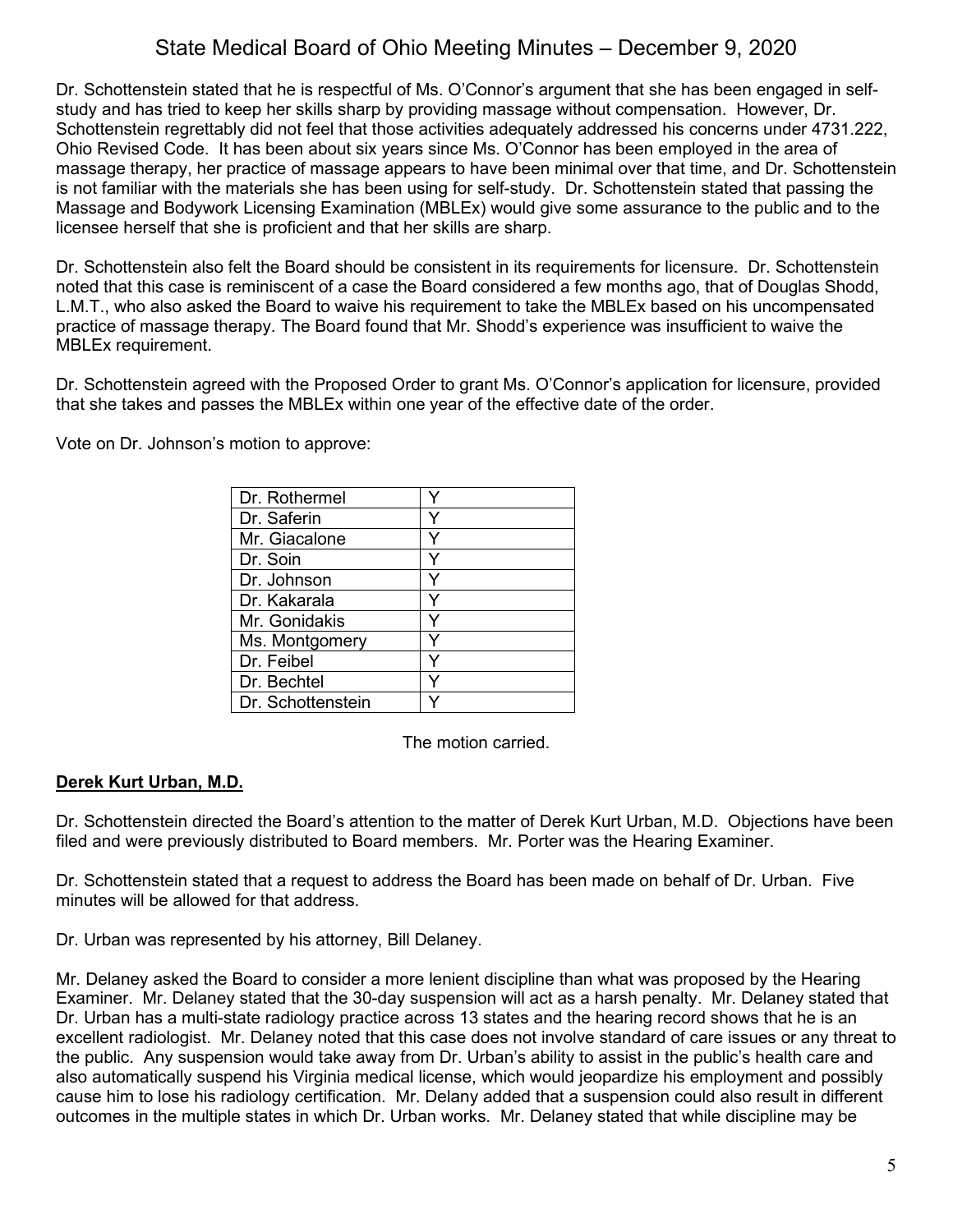Dr. Schottenstein stated that he is respectful of Ms. O'Connor's argument that she has been engaged in self-study and has tried to keep her skills sharp by providing massage without compensation. However, Dr. Schottenstein regrettably did not feel that those activities adequately addressed his concerns under 4731.222, Ohio Revised Code. It has been about six years since Ms. O'Connor has been employed in the area of massage therapy, her practice of massage appears to have been minimal over that time, and Dr. Schottenstein is not familiar with the materials she has been using for self-study. Dr. Schottenstein stated that passing the Massage and Bodywork Licensing Examination (MBLEx) would give some assurance to the public and to the licensee herself that she is proficient and that her skills are sharp.

Dr. Schottenstein also felt the Board should be consistent in its requirements for licensure. Dr. Schottenstein noted that this case is reminiscent of a case the Board considered a few months ago, that of Douglas Shodd, L.M.T., who also asked the Board to waive his requirement to take the MBLEx based on his uncompensated practice of massage therapy. The Board found that Mr. Shodd's experience was insufficient to waive the MBLEx requirement.

Dr. Schottenstein agreed with the Proposed Order to grant Ms. O'Connor's application for licensure, provided that she takes and passes the MBLEx within one year of the effective date of the order.

Vote on Dr. Johnson's motion to approve:

| | |
|---|---|
| Dr. Rothermel | Y |
| Dr. Saferin | Y |
| Mr. Giacalone | Y |
| Dr. Soin | Y |
| Dr. Johnson | Y |
| Dr. Kakarala | Y |
| Mr. Gonidakis | Y |
| Ms. Montgomery | Y |
| Dr. Feibel | Y |
| Dr. Bechtel | Y |
| Dr. Schottenstein | Y |

The motion carried.

**Derek Kurt Urban, M.D.**

Dr. Schottenstein directed the Board's attention to the matter of Derek Kurt Urban, M.D. Objections have been filed and were previously distributed to Board members. Mr. Porter was the Hearing Examiner.

Dr. Schottenstein stated that a request to address the Board has been made on behalf of Dr. Urban. Five minutes will be allowed for that address.

Dr. Urban was represented by his attorney, Bill Delaney.

Mr. Delaney asked the Board to consider a more lenient discipline than what was proposed by the Hearing Examiner. Mr. Delaney stated that the 30-day suspension will act as a harsh penalty. Mr. Delaney stated that Dr. Urban has a multi-state radiology practice across 13 states and the hearing record shows that he is an excellent radiologist. Mr. Delaney noted that this case does not involve standard of care issues or any threat to the public. Any suspension would take away from Dr. Urban's ability to assist in the public's health care and also automatically suspend his Virginia medical license, which would jeopardize his employment and possibly cause him to lose his radiology certification. Mr. Delany added that a suspension could also result in different outcomes in the multiple states in which Dr. Urban works. Mr. Delaney stated that while discipline may be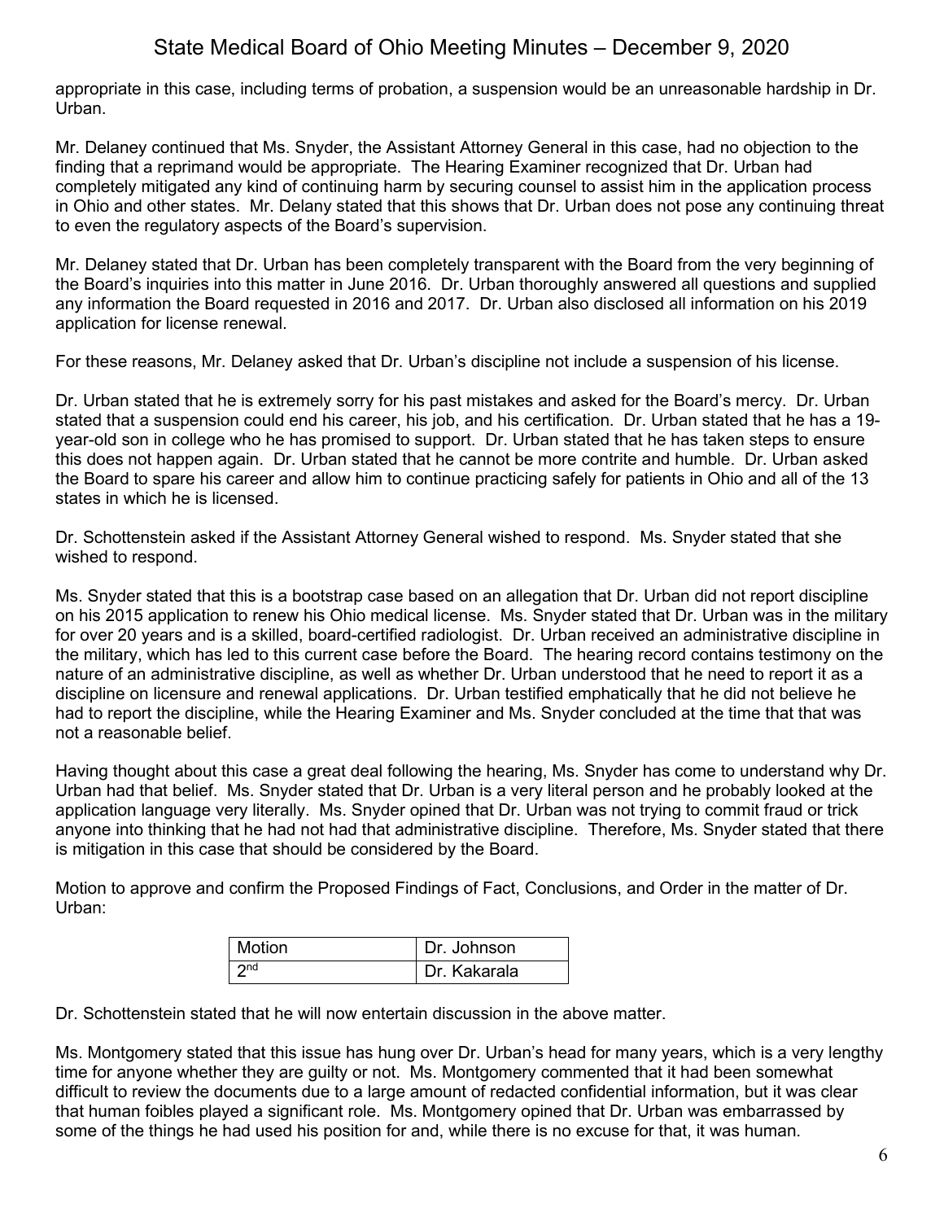appropriate in this case, including terms of probation, a suspension would be an unreasonable hardship in Dr. Urban.

Mr. Delaney continued that Ms. Snyder, the Assistant Attorney General in this case, had no objection to the finding that a reprimand would be appropriate. The Hearing Examiner recognized that Dr. Urban had completely mitigated any kind of continuing harm by securing counsel to assist him in the application process in Ohio and other states. Mr. Delany stated that this shows that Dr. Urban does not pose any continuing threat to even the regulatory aspects of the Board's supervision.

Mr. Delaney stated that Dr. Urban has been completely transparent with the Board from the very beginning of the Board's inquiries into this matter in June 2016. Dr. Urban thoroughly answered all questions and supplied any information the Board requested in 2016 and 2017. Dr. Urban also disclosed all information on his 2019 application for license renewal.

For these reasons, Mr. Delaney asked that Dr. Urban's discipline not include a suspension of his license.

Dr. Urban stated that he is extremely sorry for his past mistakes and asked for the Board's mercy. Dr. Urban stated that a suspension could end his career, his job, and his certification. Dr. Urban stated that he has a 19-year-old son in college who he has promised to support. Dr. Urban stated that he has taken steps to ensure this does not happen again. Dr. Urban stated that he cannot be more contrite and humble. Dr. Urban asked the Board to spare his career and allow him to continue practicing safely for patients in Ohio and all of the 13 states in which he is licensed.

Dr. Schottenstein asked if the Assistant Attorney General wished to respond. Ms. Snyder stated that she wished to respond.

Ms. Snyder stated that this is a bootstrap case based on an allegation that Dr. Urban did not report discipline on his 2015 application to renew his Ohio medical license. Ms. Snyder stated that Dr. Urban was in the military for over 20 years and is a skilled, board-certified radiologist. Dr. Urban received an administrative discipline in the military, which has led to this current case before the Board. The hearing record contains testimony on the nature of an administrative discipline, as well as whether Dr. Urban understood that he need to report it as a discipline on licensure and renewal applications. Dr. Urban testified emphatically that he did not believe he had to report the discipline, while the Hearing Examiner and Ms. Snyder concluded at the time that that was not a reasonable belief.

Having thought about this case a great deal following the hearing, Ms. Snyder has come to understand why Dr. Urban had that belief. Ms. Snyder stated that Dr. Urban is a very literal person and he probably looked at the application language very literally. Ms. Snyder opined that Dr. Urban was not trying to commit fraud or trick anyone into thinking that he had not had that administrative discipline. Therefore, Ms. Snyder stated that there is mitigation in this case that should be considered by the Board.

Motion to approve and confirm the Proposed Findings of Fact, Conclusions, and Order in the matter of Dr. Urban:

| Motion | Dr. Johnson |
|---|---|
| 2nd | Dr. Kakarala |

Dr. Schottenstein stated that he will now entertain discussion in the above matter.

Ms. Montgomery stated that this issue has hung over Dr. Urban's head for many years, which is a very lengthy time for anyone whether they are guilty or not. Ms. Montgomery commented that it had been somewhat difficult to review the documents due to a large amount of redacted confidential information, but it was clear that human foibles played a significant role. Ms. Montgomery opined that Dr. Urban was embarrassed by some of the things he had used his position for and, while there is no excuse for that, it was human.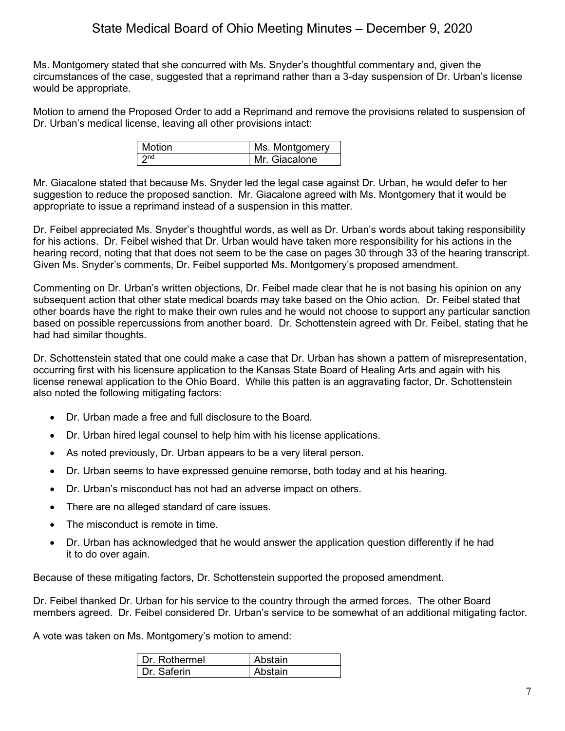Ms. Montgomery stated that she concurred with Ms. Snyder's thoughtful commentary and, given the circumstances of the case, suggested that a reprimand rather than a 3-day suspension of Dr. Urban's license would be appropriate.

Motion to amend the Proposed Order to add a Reprimand and remove the provisions related to suspension of Dr. Urban's medical license, leaving all other provisions intact:

| Motion | Ms. Montgomery |
|---|---|
| 2nd | Mr. Giacalone |

Mr. Giacalone stated that because Ms. Snyder led the legal case against Dr. Urban, he would defer to her suggestion to reduce the proposed sanction. Mr. Giacalone agreed with Ms. Montgomery that it would be appropriate to issue a reprimand instead of a suspension in this matter.

Dr. Feibel appreciated Ms. Snyder's thoughtful words, as well as Dr. Urban's words about taking responsibility for his actions. Dr. Feibel wished that Dr. Urban would have taken more responsibility for his actions in the hearing record, noting that that does not seem to be the case on pages 30 through 33 of the hearing transcript. Given Ms. Snyder's comments, Dr. Feibel supported Ms. Montgomery's proposed amendment.

Commenting on Dr. Urban's written objections, Dr. Feibel made clear that he is not basing his opinion on any subsequent action that other state medical boards may take based on the Ohio action. Dr. Feibel stated that other boards have the right to make their own rules and he would not choose to support any particular sanction based on possible repercussions from another board. Dr. Schottenstein agreed with Dr. Feibel, stating that he had had similar thoughts.

Dr. Schottenstein stated that one could make a case that Dr. Urban has shown a pattern of misrepresentation, occurring first with his licensure application to the Kansas State Board of Healing Arts and again with his license renewal application to the Ohio Board. While this patten is an aggravating factor, Dr. Schottenstein also noted the following mitigating factors:

- Dr. Urban made a free and full disclosure to the Board.
- Dr. Urban hired legal counsel to help him with his license applications.
- As noted previously, Dr. Urban appears to be a very literal person.
- Dr. Urban seems to have expressed genuine remorse, both today and at his hearing.
- Dr. Urban's misconduct has not had an adverse impact on others.
- There are no alleged standard of care issues.
- The misconduct is remote in time.
- Dr. Urban has acknowledged that he would answer the application question differently if he had it to do over again.

Because of these mitigating factors, Dr. Schottenstein supported the proposed amendment.

Dr. Feibel thanked Dr. Urban for his service to the country through the armed forces. The other Board members agreed. Dr. Feibel considered Dr. Urban's service to be somewhat of an additional mitigating factor.

A vote was taken on Ms. Montgomery's motion to amend:

| Dr. Rothermel | Abstain |
|---|---|
| Dr. Saferin | Abstain |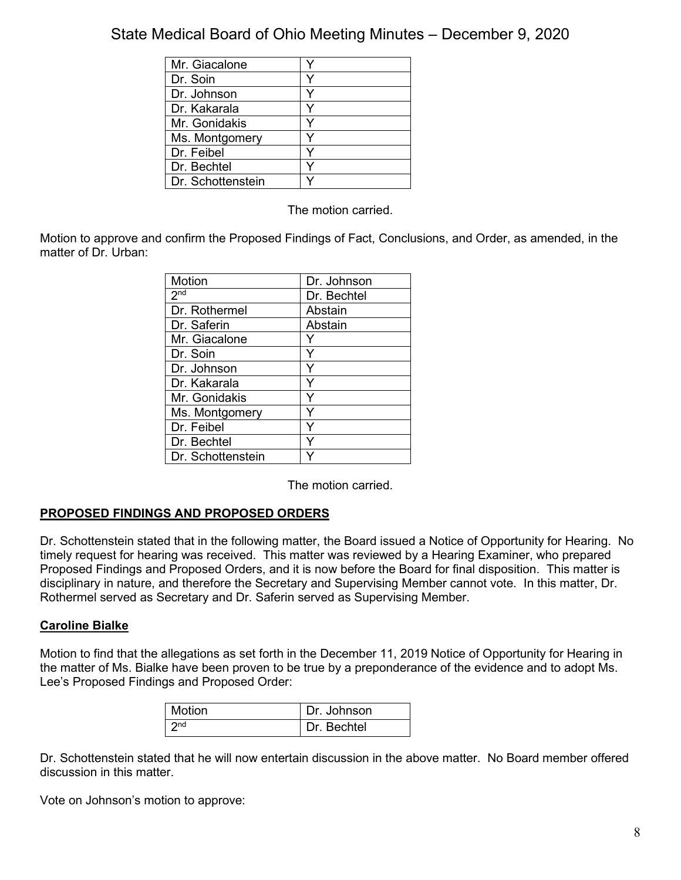| | |
|---|---|
| Mr. Giacalone | Y |
| Dr. Soin | Y |
| Dr. Johnson | Y |
| Dr. Kakarala | Y |
| Mr. Gonidakis | Y |
| Ms. Montgomery | Y |
| Dr. Feibel | Y |
| Dr. Bechtel | Y |
| Dr. Schottenstein | Y |

The motion carried.

Motion to approve and confirm the Proposed Findings of Fact, Conclusions, and Order, as amended, in the matter of Dr. Urban:

| | |
|---|---|
| Motion | Dr. Johnson |
| 2nd | Dr. Bechtel |
| Dr. Rothermel | Abstain |
| Dr. Saferin | Abstain |
| Mr. Giacalone | Y |
| Dr. Soin | Y |
| Dr. Johnson | Y |
| Dr. Kakarala | Y |
| Mr. Gonidakis | Y |
| Ms. Montgomery | Y |
| Dr. Feibel | Y |
| Dr. Bechtel | Y |
| Dr. Schottenstein | Y |

The motion carried.

## PROPOSED FINDINGS AND PROPOSED ORDERS

Dr. Schottenstein stated that in the following matter, the Board issued a Notice of Opportunity for Hearing. No timely request for hearing was received. This matter was reviewed by a Hearing Examiner, who prepared Proposed Findings and Proposed Orders, and it is now before the Board for final disposition. This matter is disciplinary in nature, and therefore the Secretary and Supervising Member cannot vote. In this matter, Dr. Rothermel served as Secretary and Dr. Saferin served as Supervising Member.

### Caroline Bialke

Motion to find that the allegations as set forth in the December 11, 2019 Notice of Opportunity for Hearing in the matter of Ms. Bialke have been proven to be true by a preponderance of the evidence and to adopt Ms. Lee's Proposed Findings and Proposed Order:

| | |
|---|---|
| Motion | Dr. Johnson |
| 2nd | Dr. Bechtel |

Dr. Schottenstein stated that he will now entertain discussion in the above matter. No Board member offered discussion in this matter.

Vote on Johnson's motion to approve: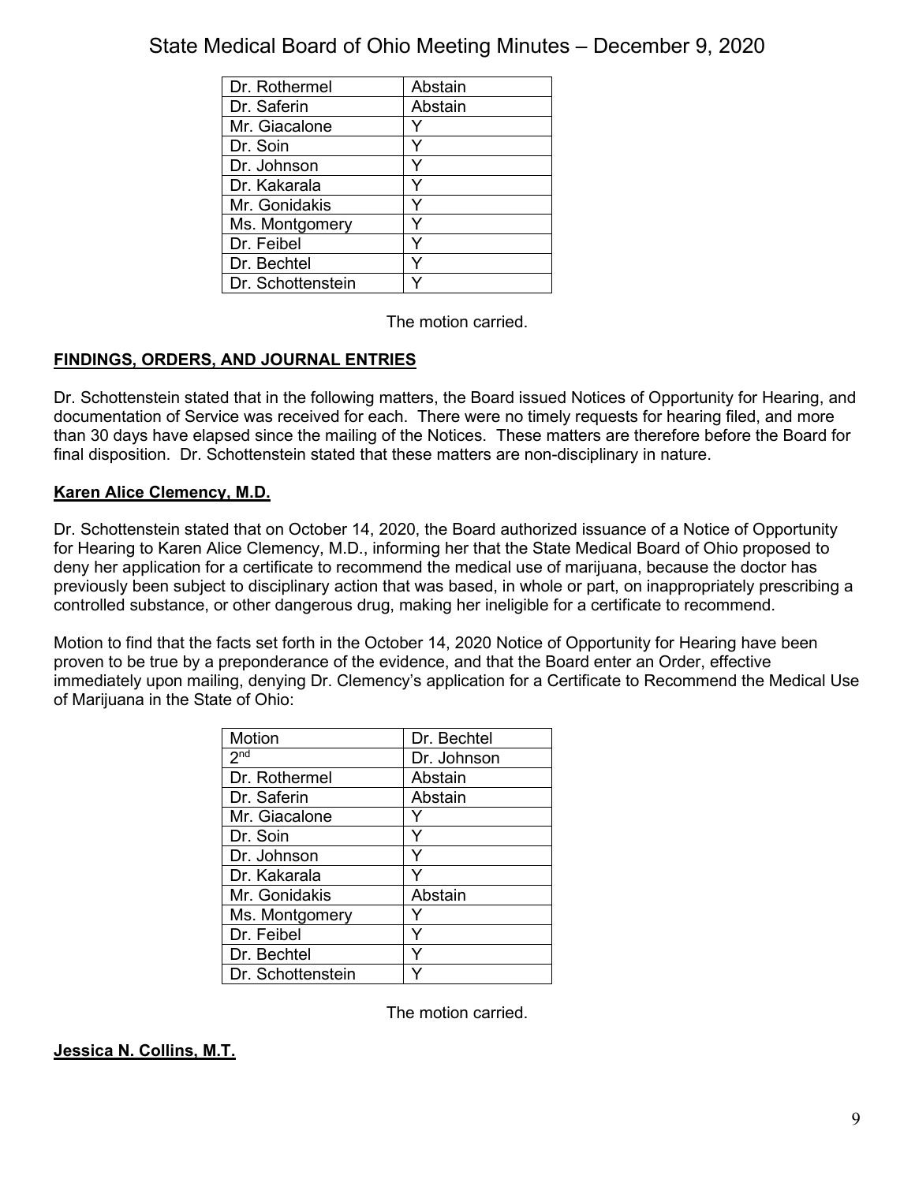| | |
|---|---|
| Dr. Rothermel | Abstain |
| Dr. Saferin | Abstain |
| Mr. Giacalone | Y |
| Dr. Soin | Y |
| Dr. Johnson | Y |
| Dr. Kakarala | Y |
| Mr. Gonidakis | Y |
| Ms. Montgomery | Y |
| Dr. Feibel | Y |
| Dr. Bechtel | Y |
| Dr. Schottenstein | Y |

The motion carried.

**FINDINGS, ORDERS, AND JOURNAL ENTRIES**

Dr. Schottenstein stated that in the following matters, the Board issued Notices of Opportunity for Hearing, and documentation of Service was received for each. There were no timely requests for hearing filed, and more than 30 days have elapsed since the mailing of the Notices. These matters are therefore before the Board for final disposition. Dr. Schottenstein stated that these matters are non-disciplinary in nature.

**Karen Alice Clemency, M.D.**

Dr. Schottenstein stated that on October 14, 2020, the Board authorized issuance of a Notice of Opportunity for Hearing to Karen Alice Clemency, M.D., informing her that the State Medical Board of Ohio proposed to deny her application for a certificate to recommend the medical use of marijuana, because the doctor has previously been subject to disciplinary action that was based, in whole or part, on inappropriately prescribing a controlled substance, or other dangerous drug, making her ineligible for a certificate to recommend.

Motion to find that the facts set forth in the October 14, 2020 Notice of Opportunity for Hearing have been proven to be true by a preponderance of the evidence, and that the Board enter an Order, effective immediately upon mailing, denying Dr. Clemency's application for a Certificate to Recommend the Medical Use of Marijuana in the State of Ohio:

| Motion | Dr. Bechtel |
|---|---|
| 2nd | Dr. Johnson |
| Dr. Rothermel | Abstain |
| Dr. Saferin | Abstain |
| Mr. Giacalone | Y |
| Dr. Soin | Y |
| Dr. Johnson | Y |
| Dr. Kakarala | Y |
| Mr. Gonidakis | Abstain |
| Ms. Montgomery | Y |
| Dr. Feibel | Y |
| Dr. Bechtel | Y |
| Dr. Schottenstein | Y |

The motion carried.

**Jessica N. Collins, M.T.**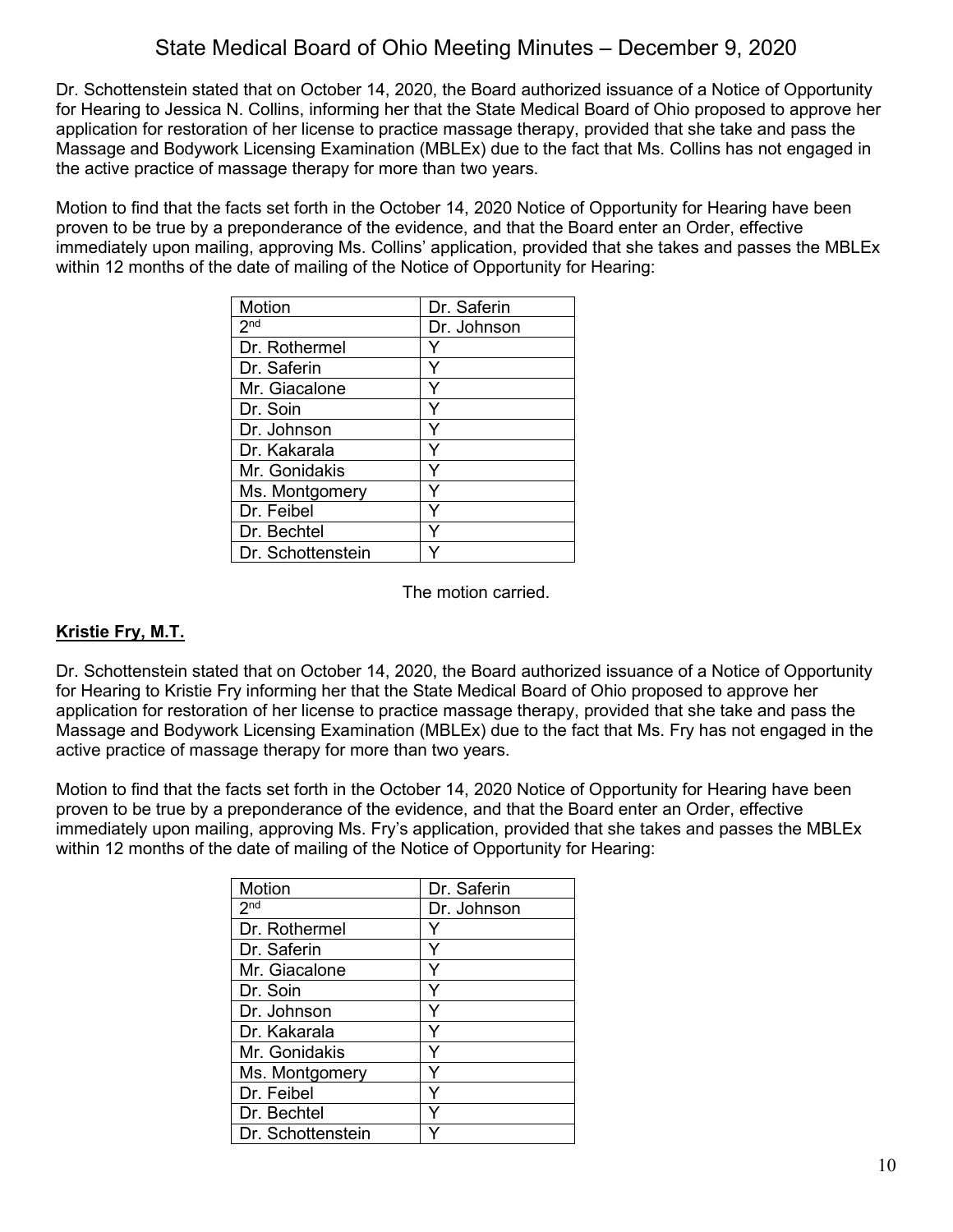Dr. Schottenstein stated that on October 14, 2020, the Board authorized issuance of a Notice of Opportunity for Hearing to Jessica N. Collins, informing her that the State Medical Board of Ohio proposed to approve her application for restoration of her license to practice massage therapy, provided that she take and pass the Massage and Bodywork Licensing Examination (MBLEx) due to the fact that Ms. Collins has not engaged in the active practice of massage therapy for more than two years.

Motion to find that the facts set forth in the October 14, 2020 Notice of Opportunity for Hearing have been proven to be true by a preponderance of the evidence, and that the Board enter an Order, effective immediately upon mailing, approving Ms. Collins' application, provided that she takes and passes the MBLEx within 12 months of the date of mailing of the Notice of Opportunity for Hearing:

| Motion | Dr. Saferin |
|---|---|
| 2nd | Dr. Johnson |
| Dr. Rothermel | Y |
| Dr. Saferin | Y |
| Mr. Giacalone | Y |
| Dr. Soin | Y |
| Dr. Johnson | Y |
| Dr. Kakarala | Y |
| Mr. Gonidakis | Y |
| Ms. Montgomery | Y |
| Dr. Feibel | Y |
| Dr. Bechtel | Y |
| Dr. Schottenstein | Y |

The motion carried.

**Kristie Fry, M.T.**

Dr. Schottenstein stated that on October 14, 2020, the Board authorized issuance of a Notice of Opportunity for Hearing to Kristie Fry informing her that the State Medical Board of Ohio proposed to approve her application for restoration of her license to practice massage therapy, provided that she take and pass the Massage and Bodywork Licensing Examination (MBLEx) due to the fact that Ms. Fry has not engaged in the active practice of massage therapy for more than two years.

Motion to find that the facts set forth in the October 14, 2020 Notice of Opportunity for Hearing have been proven to be true by a preponderance of the evidence, and that the Board enter an Order, effective immediately upon mailing, approving Ms. Fry's application, provided that she takes and passes the MBLEx within 12 months of the date of mailing of the Notice of Opportunity for Hearing:

| Motion | Dr. Saferin |
|---|---|
| 2nd | Dr. Johnson |
| Dr. Rothermel | Y |
| Dr. Saferin | Y |
| Mr. Giacalone | Y |
| Dr. Soin | Y |
| Dr. Johnson | Y |
| Dr. Kakarala | Y |
| Mr. Gonidakis | Y |
| Ms. Montgomery | Y |
| Dr. Feibel | Y |
| Dr. Bechtel | Y |
| Dr. Schottenstein | Y |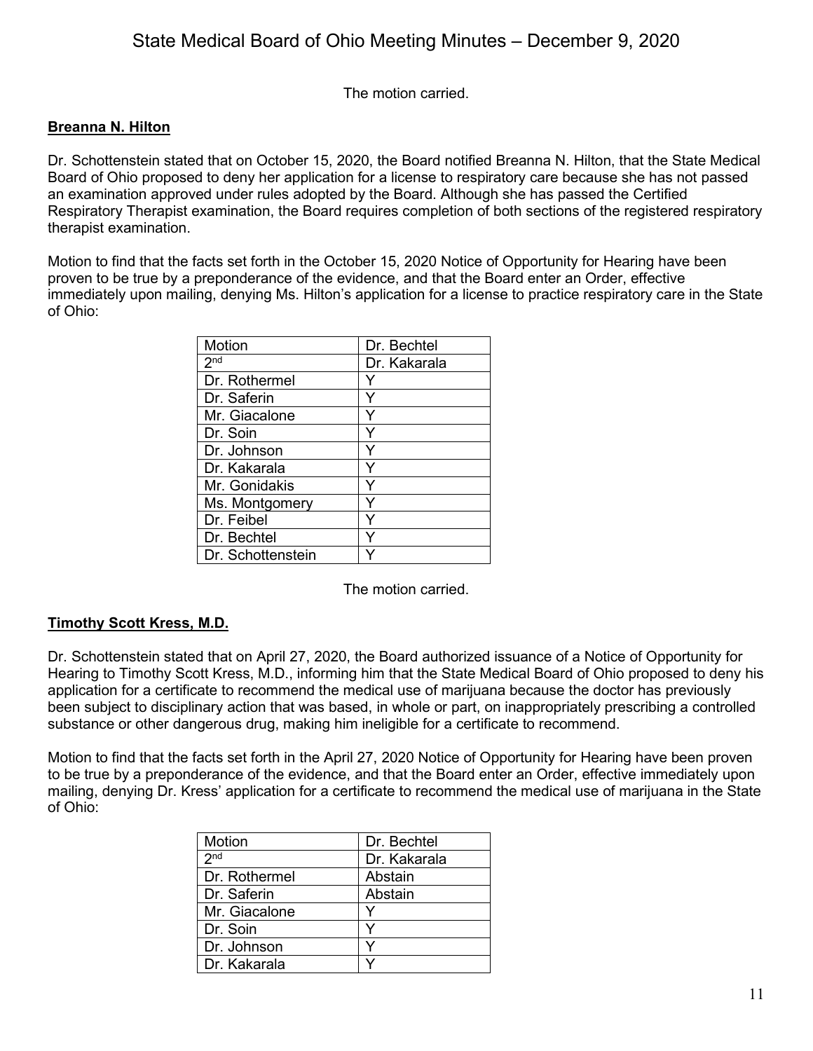The motion carried.

**Breanna N. Hilton**

Dr. Schottenstein stated that on October 15, 2020, the Board notified Breanna N. Hilton, that the State Medical Board of Ohio proposed to deny her application for a license to respiratory care because she has not passed an examination approved under rules adopted by the Board. Although she has passed the Certified Respiratory Therapist examination, the Board requires completion of both sections of the registered respiratory therapist examination.

Motion to find that the facts set forth in the October 15, 2020 Notice of Opportunity for Hearing have been proven to be true by a preponderance of the evidence, and that the Board enter an Order, effective immediately upon mailing, denying Ms. Hilton's application for a license to practice respiratory care in the State of Ohio:

| Motion | Dr. Bechtel |
|---|---|
| 2nd | Dr. Kakarala |
| Dr. Rothermel | Y |
| Dr. Saferin | Y |
| Mr. Giacalone | Y |
| Dr. Soin | Y |
| Dr. Johnson | Y |
| Dr. Kakarala | Y |
| Mr. Gonidakis | Y |
| Ms. Montgomery | Y |
| Dr. Feibel | Y |
| Dr. Bechtel | Y |
| Dr. Schottenstein | Y |

The motion carried.

**Timothy Scott Kress, M.D.**

Dr. Schottenstein stated that on April 27, 2020, the Board authorized issuance of a Notice of Opportunity for Hearing to Timothy Scott Kress, M.D., informing him that the State Medical Board of Ohio proposed to deny his application for a certificate to recommend the medical use of marijuana because the doctor has previously been subject to disciplinary action that was based, in whole or part, on inappropriately prescribing a controlled substance or other dangerous drug, making him ineligible for a certificate to recommend.

Motion to find that the facts set forth in the April 27, 2020 Notice of Opportunity for Hearing have been proven to be true by a preponderance of the evidence, and that the Board enter an Order, effective immediately upon mailing, denying Dr. Kress' application for a certificate to recommend the medical use of marijuana in the State of Ohio:

| Motion | Dr. Bechtel |
|---|---|
| 2nd | Dr. Kakarala |
| Dr. Rothermel | Abstain |
| Dr. Saferin | Abstain |
| Mr. Giacalone | Y |
| Dr. Soin | Y |
| Dr. Johnson | Y |
| Dr. Kakarala | Y |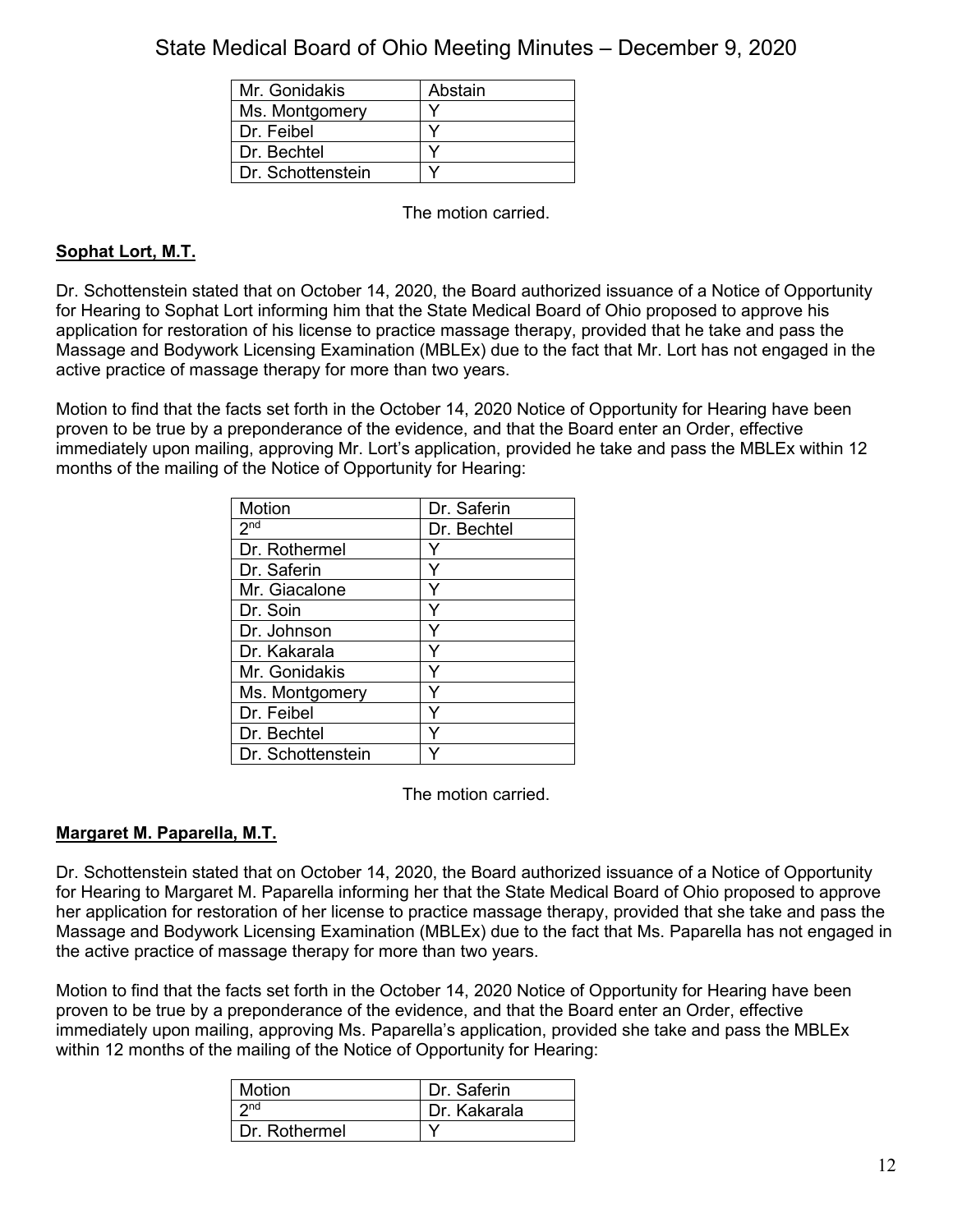| Mr. Gonidakis | Abstain |
|---|---|
| Ms. Montgomery | Y |
| Dr. Feibel | Y |
| Dr. Bechtel | Y |
| Dr. Schottenstein | Y |

The motion carried.

**Sophat Lort, M.T.**

Dr. Schottenstein stated that on October 14, 2020, the Board authorized issuance of a Notice of Opportunity for Hearing to Sophat Lort informing him that the State Medical Board of Ohio proposed to approve his application for restoration of his license to practice massage therapy, provided that he take and pass the Massage and Bodywork Licensing Examination (MBLEx) due to the fact that Mr. Lort has not engaged in the active practice of massage therapy for more than two years.

Motion to find that the facts set forth in the October 14, 2020 Notice of Opportunity for Hearing have been proven to be true by a preponderance of the evidence, and that the Board enter an Order, effective immediately upon mailing, approving Mr. Lort's application, provided he take and pass the MBLEx within 12 months of the mailing of the Notice of Opportunity for Hearing:

| Motion | Dr. Saferin |
|---|---|
| 2nd | Dr. Bechtel |
| Dr. Rothermel | Y |
| Dr. Saferin | Y |
| Mr. Giacalone | Y |
| Dr. Soin | Y |
| Dr. Johnson | Y |
| Dr. Kakarala | Y |
| Mr. Gonidakis | Y |
| Ms. Montgomery | Y |
| Dr. Feibel | Y |
| Dr. Bechtel | Y |
| Dr. Schottenstein | Y |

The motion carried.

**Margaret M. Paparella, M.T.**

Dr. Schottenstein stated that on October 14, 2020, the Board authorized issuance of a Notice of Opportunity for Hearing to Margaret M. Paparella informing her that the State Medical Board of Ohio proposed to approve her application for restoration of her license to practice massage therapy, provided that she take and pass the Massage and Bodywork Licensing Examination (MBLEx) due to the fact that Ms. Paparella has not engaged in the active practice of massage therapy for more than two years.

Motion to find that the facts set forth in the October 14, 2020 Notice of Opportunity for Hearing have been proven to be true by a preponderance of the evidence, and that the Board enter an Order, effective immediately upon mailing, approving Ms. Paparella's application, provided she take and pass the MBLEx within 12 months of the mailing of the Notice of Opportunity for Hearing:

| Motion | Dr. Saferin |
|---|---|
| 2nd | Dr. Kakarala |
| Dr. Rothermel | Y |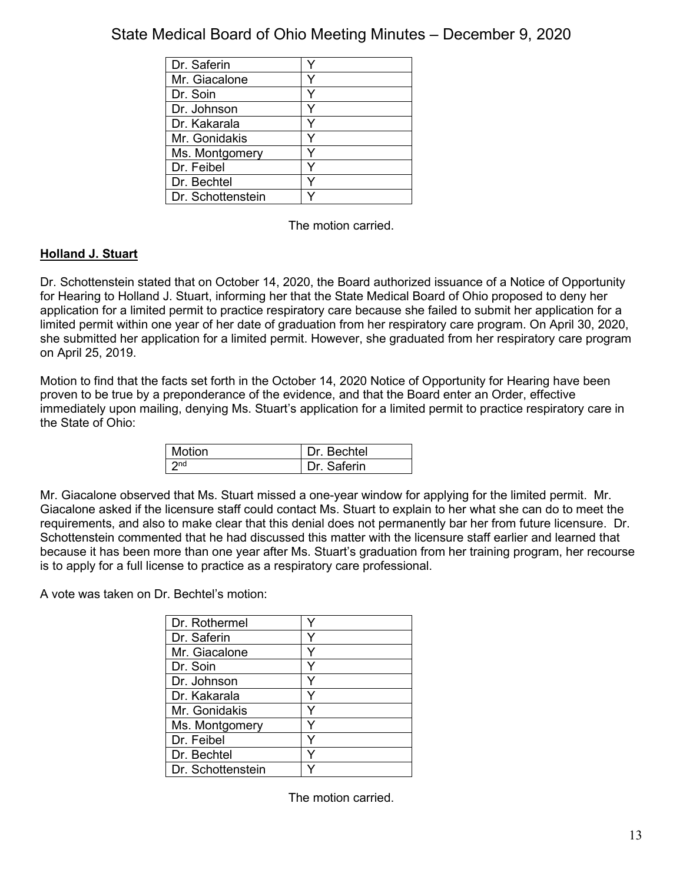| Dr. Saferin | Y |
|---|---|
| Mr. Giacalone | Y |
| Dr. Soin | Y |
| Dr. Johnson | Y |
| Dr. Kakarala | Y |
| Mr. Gonidakis | Y |
| Ms. Montgomery | Y |
| Dr. Feibel | Y |
| Dr. Bechtel | Y |
| Dr. Schottenstein | Y |

The motion carried.

**Holland J. Stuart**

Dr. Schottenstein stated that on October 14, 2020, the Board authorized issuance of a Notice of Opportunity for Hearing to Holland J. Stuart, informing her that the State Medical Board of Ohio proposed to deny her application for a limited permit to practice respiratory care because she failed to submit her application for a limited permit within one year of her date of graduation from her respiratory care program. On April 30, 2020, she submitted her application for a limited permit. However, she graduated from her respiratory care program on April 25, 2019.

Motion to find that the facts set forth in the October 14, 2020 Notice of Opportunity for Hearing have been proven to be true by a preponderance of the evidence, and that the Board enter an Order, effective immediately upon mailing, denying Ms. Stuart's application for a limited permit to practice respiratory care in the State of Ohio:

| Motion | Dr. Bechtel |
|---|---|
| 2nd | Dr. Saferin |

Mr. Giacalone observed that Ms. Stuart missed a one-year window for applying for the limited permit. Mr. Giacalone asked if the licensure staff could contact Ms. Stuart to explain to her what she can do to meet the requirements, and also to make clear that this denial does not permanently bar her from future licensure. Dr. Schottenstein commented that he had discussed this matter with the licensure staff earlier and learned that because it has been more than one year after Ms. Stuart's graduation from her training program, her recourse is to apply for a full license to practice as a respiratory care professional.

A vote was taken on Dr. Bechtel's motion:

| Dr. Rothermel | Y |
|---|---|
| Dr. Saferin | Y |
| Mr. Giacalone | Y |
| Dr. Soin | Y |
| Dr. Johnson | Y |
| Dr. Kakarala | Y |
| Mr. Gonidakis | Y |
| Ms. Montgomery | Y |
| Dr. Feibel | Y |
| Dr. Bechtel | Y |
| Dr. Schottenstein | Y |

The motion carried.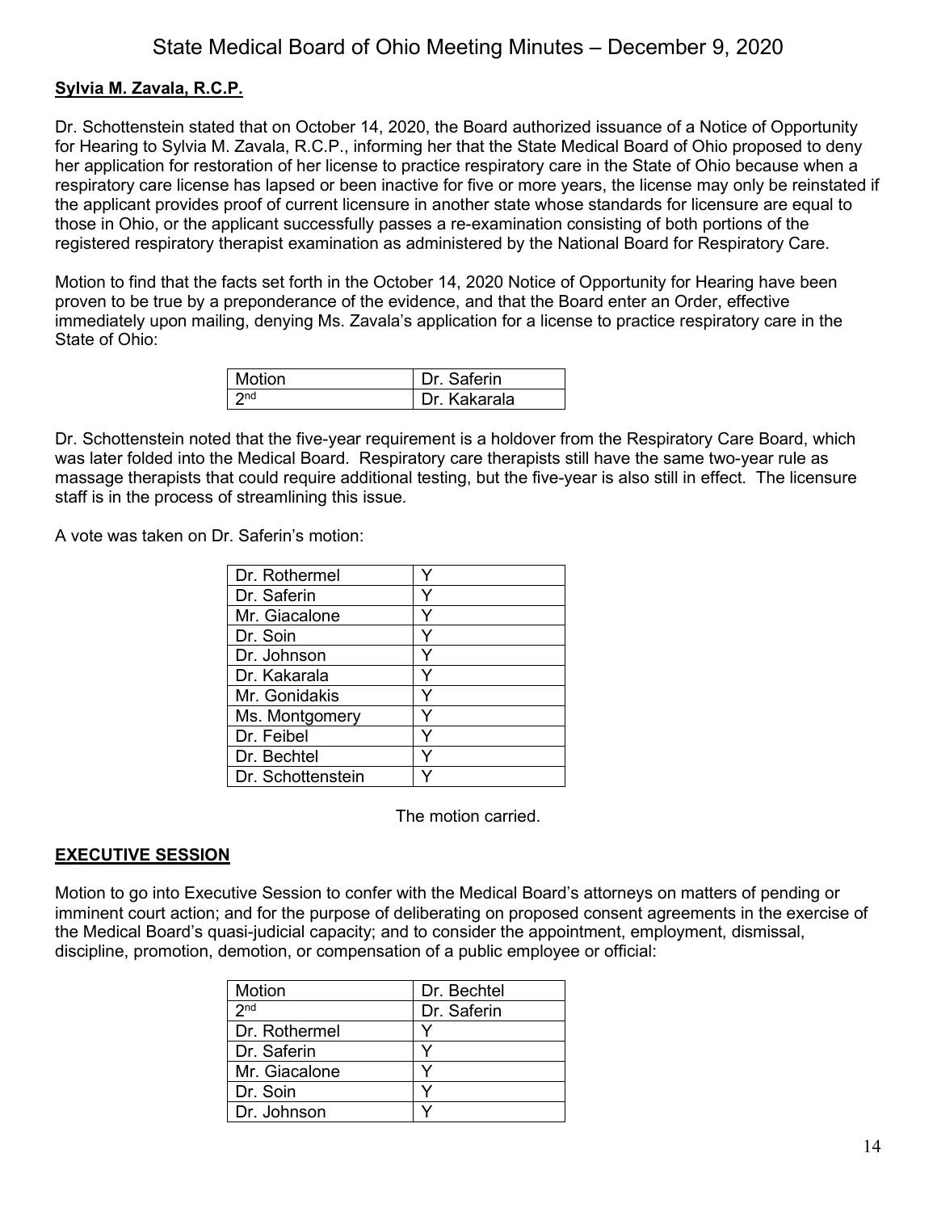**Sylvia M. Zavala, R.C.P.**

Dr. Schottenstein stated that on October 14, 2020, the Board authorized issuance of a Notice of Opportunity for Hearing to Sylvia M. Zavala, R.C.P., informing her that the State Medical Board of Ohio proposed to deny her application for restoration of her license to practice respiratory care in the State of Ohio because when a respiratory care license has lapsed or been inactive for five or more years, the license may only be reinstated if the applicant provides proof of current licensure in another state whose standards for licensure are equal to those in Ohio, or the applicant successfully passes a re-examination consisting of both portions of the registered respiratory therapist examination as administered by the National Board for Respiratory Care.

Motion to find that the facts set forth in the October 14, 2020 Notice of Opportunity for Hearing have been proven to be true by a preponderance of the evidence, and that the Board enter an Order, effective immediately upon mailing, denying Ms. Zavala's application for a license to practice respiratory care in the State of Ohio:

| Motion | Dr. Saferin |
|---|---|
| 2nd | Dr. Kakarala |

Dr. Schottenstein noted that the five-year requirement is a holdover from the Respiratory Care Board, which was later folded into the Medical Board. Respiratory care therapists still have the same two-year rule as massage therapists that could require additional testing, but the five-year is also still in effect. The licensure staff is in the process of streamlining this issue.

A vote was taken on Dr. Saferin's motion:

| Dr. Rothermel | Y |
|---|---|
| Dr. Saferin | Y |
| Mr. Giacalone | Y |
| Dr. Soin | Y |
| Dr. Johnson | Y |
| Dr. Kakarala | Y |
| Mr. Gonidakis | Y |
| Ms. Montgomery | Y |
| Dr. Feibel | Y |
| Dr. Bechtel | Y |
| Dr. Schottenstein | Y |

The motion carried.

## EXECUTIVE SESSION

Motion to go into Executive Session to confer with the Medical Board's attorneys on matters of pending or imminent court action; and for the purpose of deliberating on proposed consent agreements in the exercise of the Medical Board's quasi-judicial capacity; and to consider the appointment, employment, dismissal, discipline, promotion, demotion, or compensation of a public employee or official:

| Motion | Dr. Bechtel |
|---|---|
| 2nd | Dr. Saferin |
| Dr. Rothermel | Y |
| Dr. Saferin | Y |
| Mr. Giacalone | Y |
| Dr. Soin | Y |
| Dr. Johnson | Y |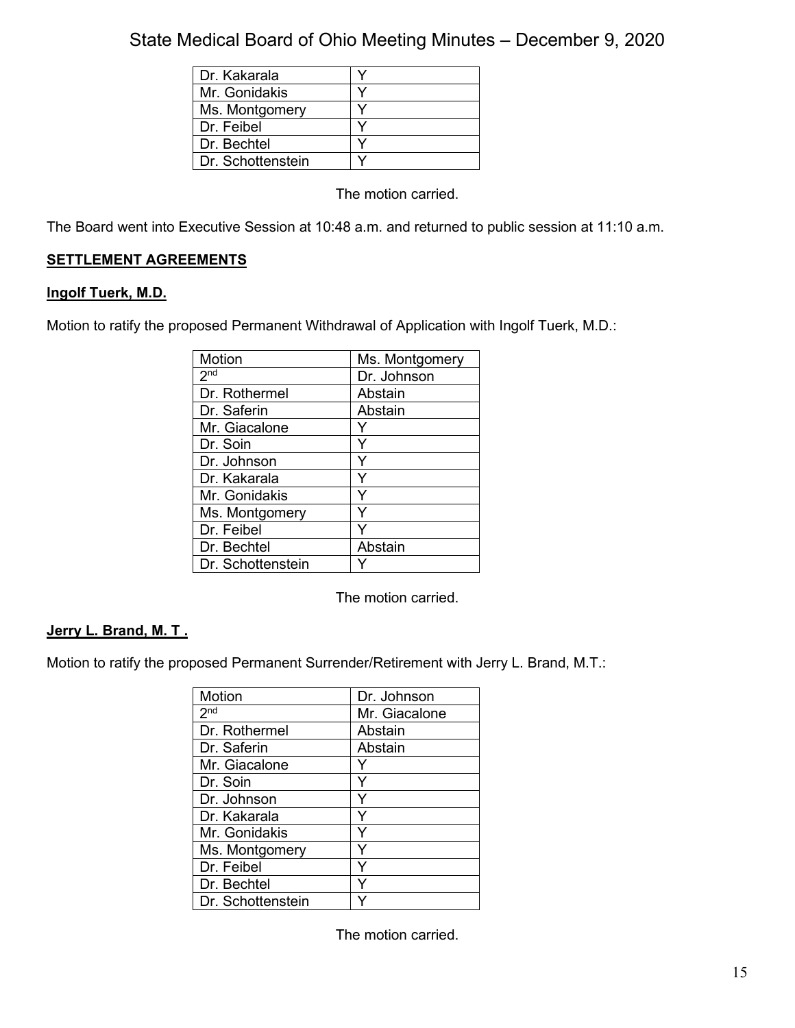| Dr. Kakarala | Y |
|---|---|
| Mr. Gonidakis | Y |
| Ms. Montgomery | Y |
| Dr. Feibel | Y |
| Dr. Bechtel | Y |
| Dr. Schottenstein | Y |

The motion carried.

The Board went into Executive Session at 10:48 a.m. and returned to public session at 11:10 a.m.

## **SETTLEMENT AGREEMENTS**

### **Ingolf Tuerk, M.D.**

Motion to ratify the proposed Permanent Withdrawal of Application with Ingolf Tuerk, M.D.:

| Motion | Ms. Montgomery |
|---|---|
| 2nd | Dr. Johnson |
| Dr. Rothermel | Abstain |
| Dr. Saferin | Abstain |
| Mr. Giacalone | Y |
| Dr. Soin | Y |
| Dr. Johnson | Y |
| Dr. Kakarala | Y |
| Mr. Gonidakis | Y |
| Ms. Montgomery | Y |
| Dr. Feibel | Y |
| Dr. Bechtel | Abstain |
| Dr. Schottenstein | Y |

The motion carried.

### **Jerry L. Brand, M. T .**

Motion to ratify the proposed Permanent Surrender/Retirement with Jerry L. Brand, M.T.:

| Motion | Dr. Johnson |
|---|---|
| 2nd | Mr. Giacalone |
| Dr. Rothermel | Abstain |
| Dr. Saferin | Abstain |
| Mr. Giacalone | Y |
| Dr. Soin | Y |
| Dr. Johnson | Y |
| Dr. Kakarala | Y |
| Mr. Gonidakis | Y |
| Ms. Montgomery | Y |
| Dr. Feibel | Y |
| Dr. Bechtel | Y |
| Dr. Schottenstein | Y |

The motion carried.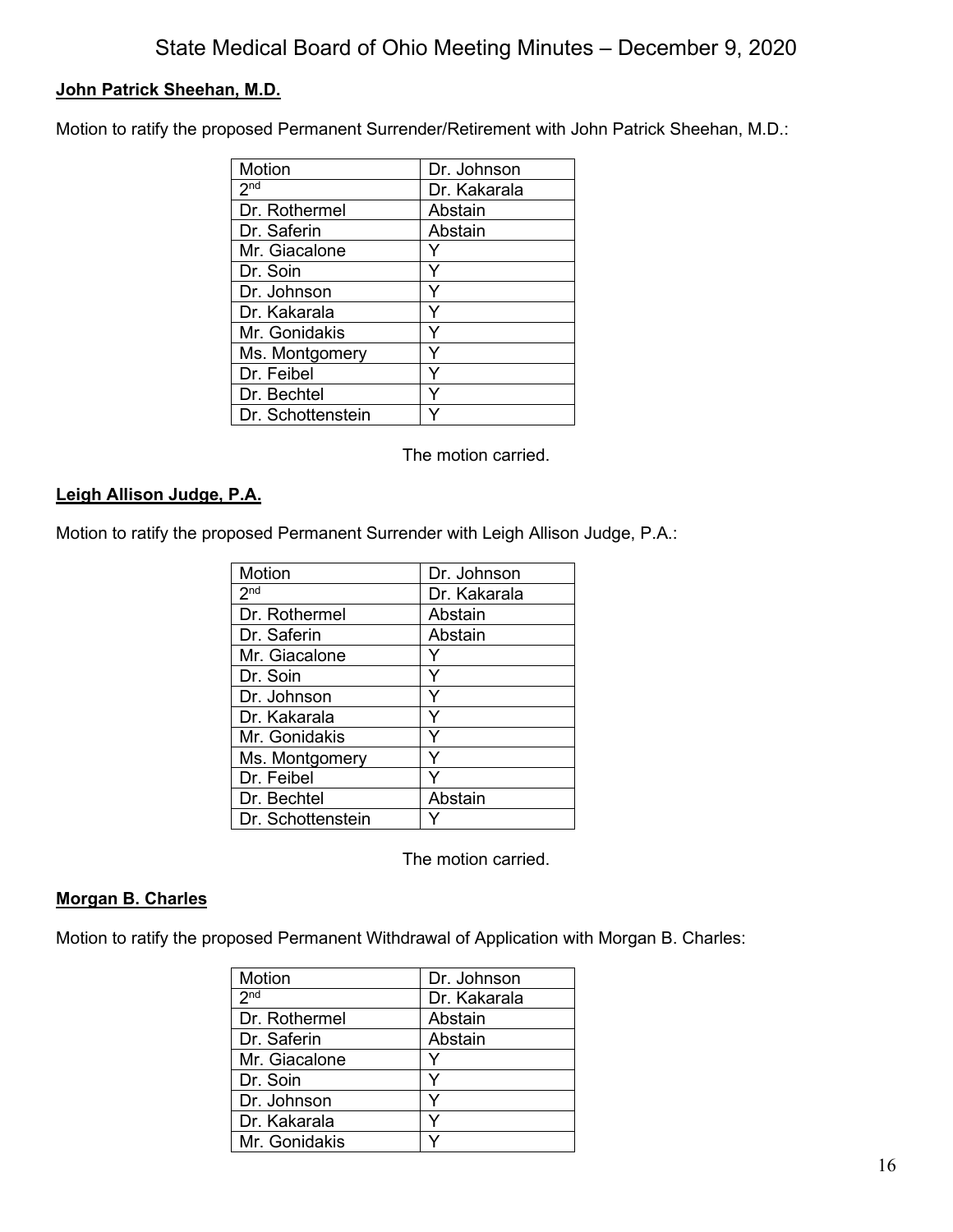**John Patrick Sheehan, M.D.**

Motion to ratify the proposed Permanent Surrender/Retirement with John Patrick Sheehan, M.D.:

| Motion | Dr. Johnson |
|---|---|
| 2nd | Dr. Kakarala |
| Dr. Rothermel | Abstain |
| Dr. Saferin | Abstain |
| Mr. Giacalone | Y |
| Dr. Soin | Y |
| Dr. Johnson | Y |
| Dr. Kakarala | Y |
| Mr. Gonidakis | Y |
| Ms. Montgomery | Y |
| Dr. Feibel | Y |
| Dr. Bechtel | Y |
| Dr. Schottenstein | Y |

The motion carried.

**Leigh Allison Judge, P.A.**

Motion to ratify the proposed Permanent Surrender with Leigh Allison Judge, P.A.:

| Motion | Dr. Johnson |
|---|---|
| 2nd | Dr. Kakarala |
| Dr. Rothermel | Abstain |
| Dr. Saferin | Abstain |
| Mr. Giacalone | Y |
| Dr. Soin | Y |
| Dr. Johnson | Y |
| Dr. Kakarala | Y |
| Mr. Gonidakis | Y |
| Ms. Montgomery | Y |
| Dr. Feibel | Y |
| Dr. Bechtel | Abstain |
| Dr. Schottenstein | Y |

The motion carried.

**Morgan B. Charles**

Motion to ratify the proposed Permanent Withdrawal of Application with Morgan B. Charles:

| Motion | Dr. Johnson |
|---|---|
| 2nd | Dr. Kakarala |
| Dr. Rothermel | Abstain |
| Dr. Saferin | Abstain |
| Mr. Giacalone | Y |
| Dr. Soin | Y |
| Dr. Johnson | Y |
| Dr. Kakarala | Y |
| Mr. Gonidakis | Y |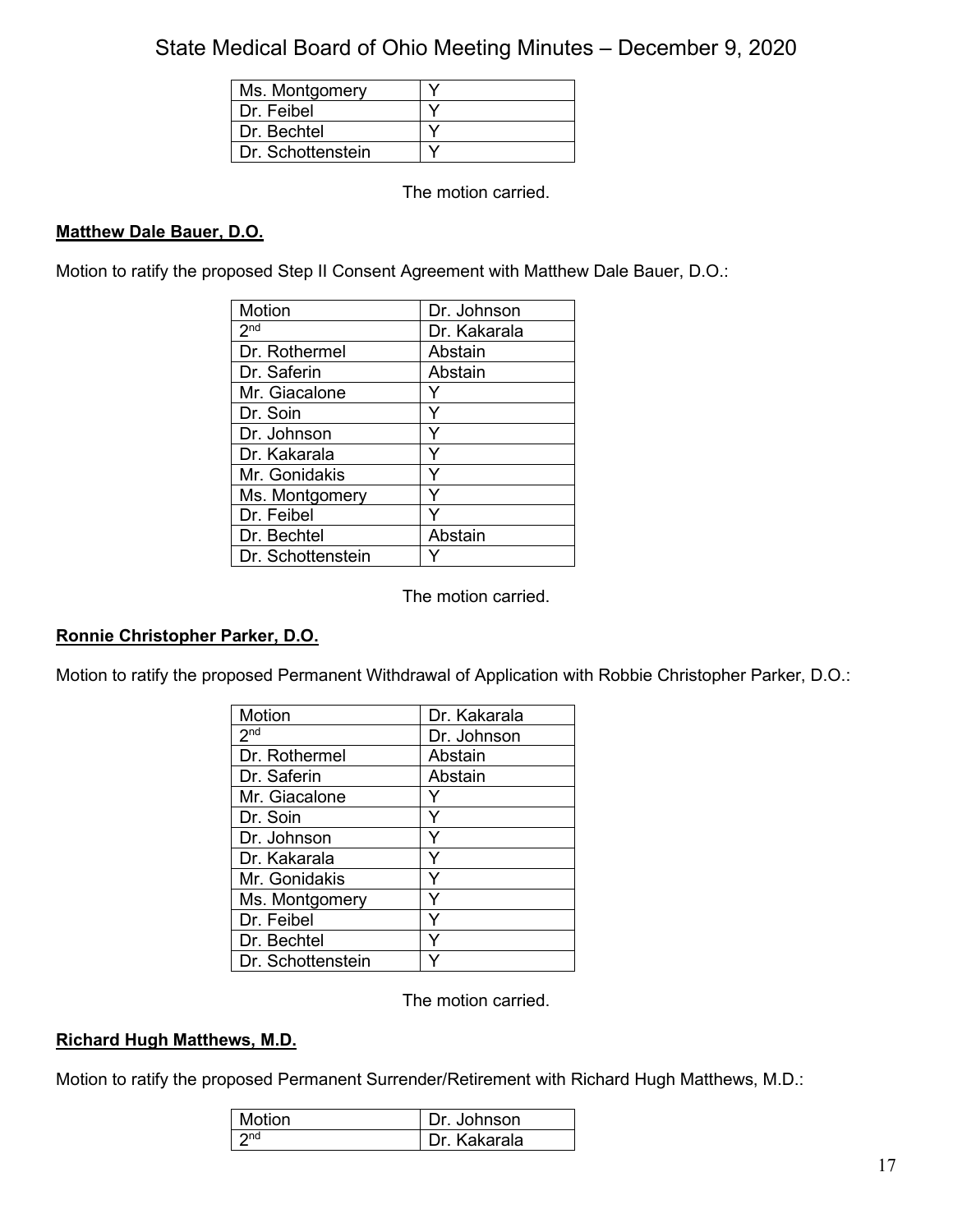| Ms. Montgomery | Y |
|---|---|
| Dr. Feibel | Y |
| Dr. Bechtel | Y |
| Dr. Schottenstein | Y |

The motion carried.

**Matthew Dale Bauer, D.O.**

Motion to ratify the proposed Step II Consent Agreement with Matthew Dale Bauer, D.O.:

| Motion | Dr. Johnson |
|---|---|
| 2nd | Dr. Kakarala |
| Dr. Rothermel | Abstain |
| Dr. Saferin | Abstain |
| Mr. Giacalone | Y |
| Dr. Soin | Y |
| Dr. Johnson | Y |
| Dr. Kakarala | Y |
| Mr. Gonidakis | Y |
| Ms. Montgomery | Y |
| Dr. Feibel | Y |
| Dr. Bechtel | Abstain |
| Dr. Schottenstein | Y |

The motion carried.

**Ronnie Christopher Parker, D.O.**

Motion to ratify the proposed Permanent Withdrawal of Application with Robbie Christopher Parker, D.O.:

| Motion | Dr. Kakarala |
|---|---|
| 2nd | Dr. Johnson |
| Dr. Rothermel | Abstain |
| Dr. Saferin | Abstain |
| Mr. Giacalone | Y |
| Dr. Soin | Y |
| Dr. Johnson | Y |
| Dr. Kakarala | Y |
| Mr. Gonidakis | Y |
| Ms. Montgomery | Y |
| Dr. Feibel | Y |
| Dr. Bechtel | Y |
| Dr. Schottenstein | Y |

The motion carried.

**Richard Hugh Matthews, M.D.**

Motion to ratify the proposed Permanent Surrender/Retirement with Richard Hugh Matthews, M.D.:

| Motion | Dr. Johnson |
|---|---|
| 2nd | Dr. Kakarala |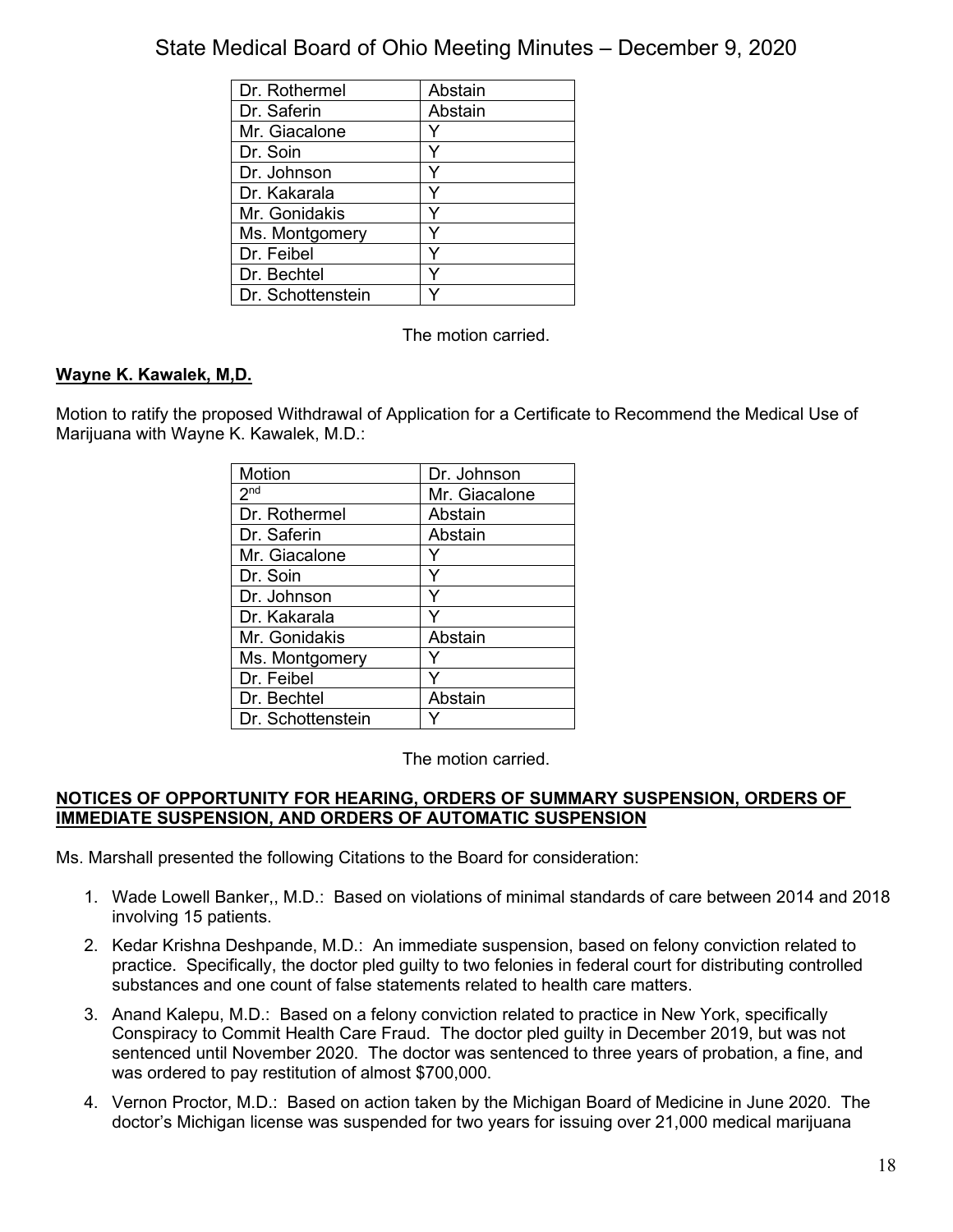| Dr. Rothermel | Abstain |
|---|---|
| Dr. Saferin | Abstain |
| Mr. Giacalone | Y |
| Dr. Soin | Y |
| Dr. Johnson | Y |
| Dr. Kakarala | Y |
| Mr. Gonidakis | Y |
| Ms. Montgomery | Y |
| Dr. Feibel | Y |
| Dr. Bechtel | Y |
| Dr. Schottenstein | Y |

The motion carried.

**Wayne K. Kawalek, M,D.**

Motion to ratify the proposed Withdrawal of Application for a Certificate to Recommend the Medical Use of Marijuana with Wayne K. Kawalek, M.D.:

| Motion | Dr. Johnson |
|---|---|
| 2nd | Mr. Giacalone |
| Dr. Rothermel | Abstain |
| Dr. Saferin | Abstain |
| Mr. Giacalone | Y |
| Dr. Soin | Y |
| Dr. Johnson | Y |
| Dr. Kakarala | Y |
| Mr. Gonidakis | Abstain |
| Ms. Montgomery | Y |
| Dr. Feibel | Y |
| Dr. Bechtel | Abstain |
| Dr. Schottenstein | Y |

The motion carried.

**NOTICES OF OPPORTUNITY FOR HEARING, ORDERS OF SUMMARY SUSPENSION, ORDERS OF IMMEDIATE SUSPENSION, AND ORDERS OF AUTOMATIC SUSPENSION**

Ms. Marshall presented the following Citations to the Board for consideration:

1. Wade Lowell Banker,, M.D.: Based on violations of minimal standards of care between 2014 and 2018 involving 15 patients.
2. Kedar Krishna Deshpande, M.D.: An immediate suspension, based on felony conviction related to practice. Specifically, the doctor pled guilty to two felonies in federal court for distributing controlled substances and one count of false statements related to health care matters.
3. Anand Kalepu, M.D.: Based on a felony conviction related to practice in New York, specifically Conspiracy to Commit Health Care Fraud. The doctor pled guilty in December 2019, but was not sentenced until November 2020. The doctor was sentenced to three years of probation, a fine, and was ordered to pay restitution of almost $700,000.
4. Vernon Proctor, M.D.: Based on action taken by the Michigan Board of Medicine in June 2020. The doctor's Michigan license was suspended for two years for issuing over 21,000 medical marijuana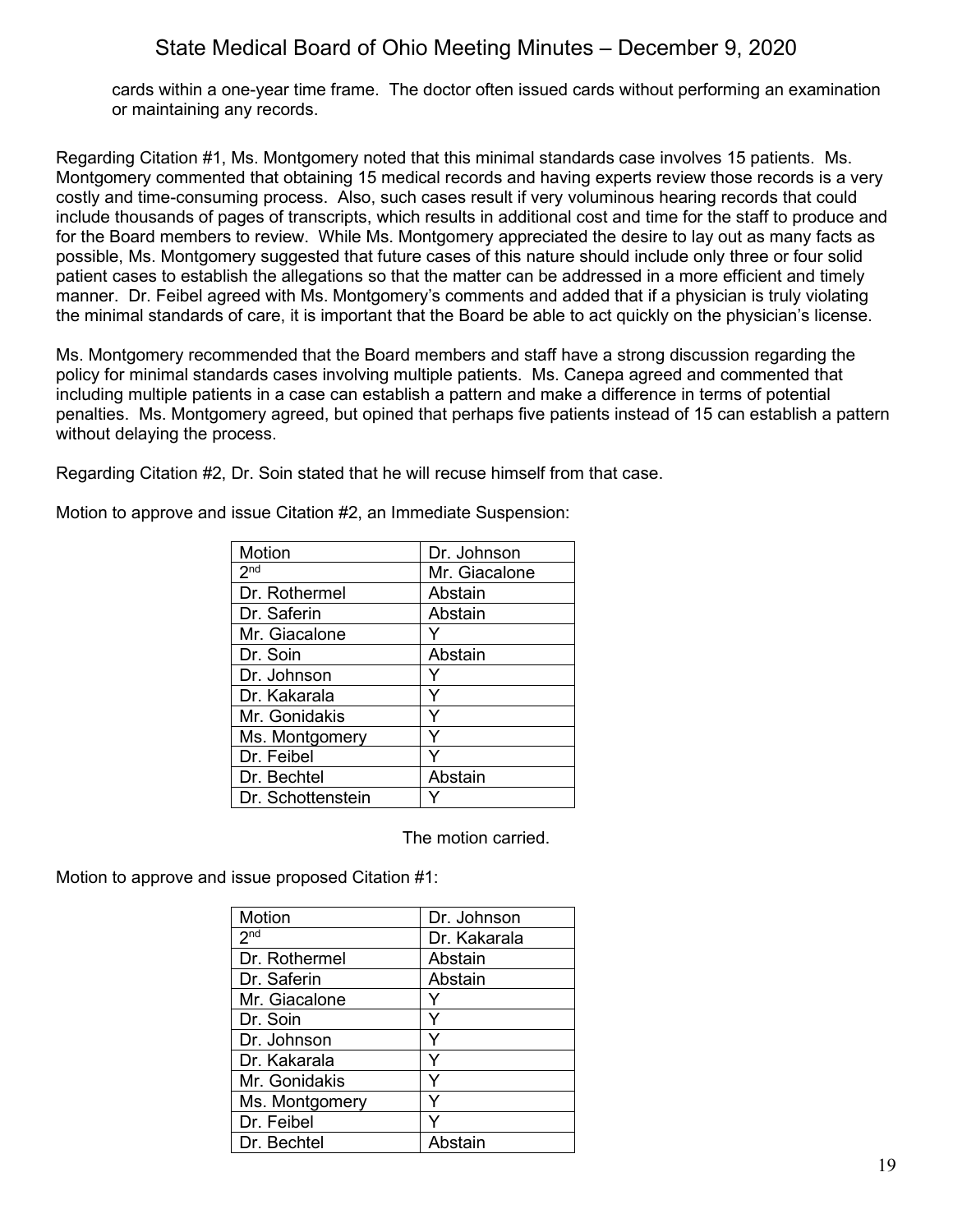cards within a one-year time frame. The doctor often issued cards without performing an examination or maintaining any records.

Regarding Citation #1, Ms. Montgomery noted that this minimal standards case involves 15 patients. Ms. Montgomery commented that obtaining 15 medical records and having experts review those records is a very costly and time-consuming process. Also, such cases result if very voluminous hearing records that could include thousands of pages of transcripts, which results in additional cost and time for the staff to produce and for the Board members to review. While Ms. Montgomery appreciated the desire to lay out as many facts as possible, Ms. Montgomery suggested that future cases of this nature should include only three or four solid patient cases to establish the allegations so that the matter can be addressed in a more efficient and timely manner. Dr. Feibel agreed with Ms. Montgomery's comments and added that if a physician is truly violating the minimal standards of care, it is important that the Board be able to act quickly on the physician's license.

Ms. Montgomery recommended that the Board members and staff have a strong discussion regarding the policy for minimal standards cases involving multiple patients. Ms. Canepa agreed and commented that including multiple patients in a case can establish a pattern and make a difference in terms of potential penalties. Ms. Montgomery agreed, but opined that perhaps five patients instead of 15 can establish a pattern without delaying the process.

Regarding Citation #2, Dr. Soin stated that he will recuse himself from that case.

Motion to approve and issue Citation #2, an Immediate Suspension:

| Motion | Dr. Johnson |
|---|---|
| 2nd | Mr. Giacalone |
| Dr. Rothermel | Abstain |
| Dr. Saferin | Abstain |
| Mr. Giacalone | Y |
| Dr. Soin | Abstain |
| Dr. Johnson | Y |
| Dr. Kakarala | Y |
| Mr. Gonidakis | Y |
| Ms. Montgomery | Y |
| Dr. Feibel | Y |
| Dr. Bechtel | Abstain |
| Dr. Schottenstein | Y |

The motion carried.

Motion to approve and issue proposed Citation #1:

| Motion | Dr. Johnson |
|---|---|
| 2nd | Dr. Kakarala |
| Dr. Rothermel | Abstain |
| Dr. Saferin | Abstain |
| Mr. Giacalone | Y |
| Dr. Soin | Y |
| Dr. Johnson | Y |
| Dr. Kakarala | Y |
| Mr. Gonidakis | Y |
| Ms. Montgomery | Y |
| Dr. Feibel | Y |
| Dr. Bechtel | Abstain |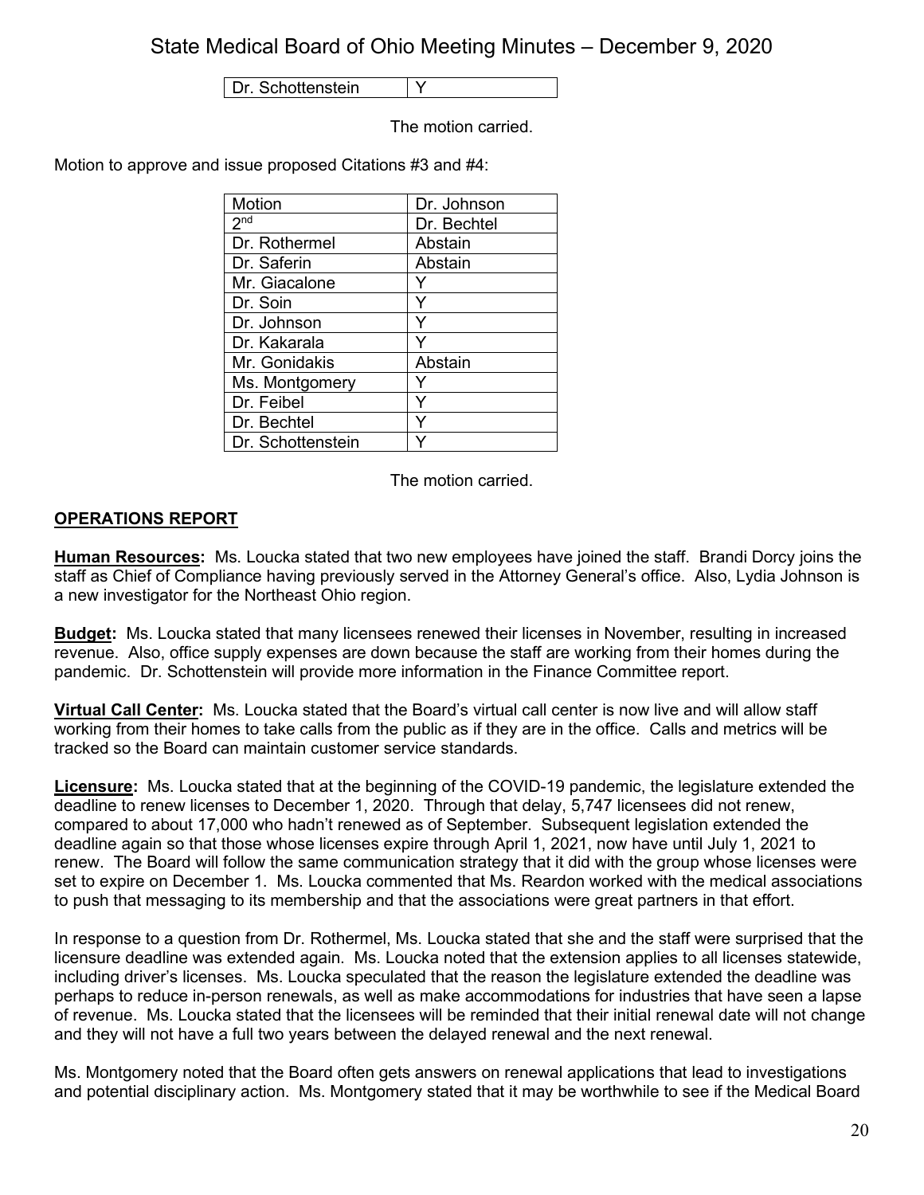| Dr. Schottenstein | Y |
|---|---|

The motion carried.

Motion to approve and issue proposed Citations #3 and #4:

| Motion | Dr. Johnson |
|---|---|
| 2nd | Dr. Bechtel |
| Dr. Rothermel | Abstain |
| Dr. Saferin | Abstain |
| Mr. Giacalone | Y |
| Dr. Soin | Y |
| Dr. Johnson | Y |
| Dr. Kakarala | Y |
| Mr. Gonidakis | Abstain |
| Ms. Montgomery | Y |
| Dr. Feibel | Y |
| Dr. Bechtel | Y |
| Dr. Schottenstein | Y |

The motion carried.

## OPERATIONS REPORT

**Human Resources:** Ms. Loucka stated that two new employees have joined the staff. Brandi Dorcy joins the staff as Chief of Compliance having previously served in the Attorney General's office. Also, Lydia Johnson is a new investigator for the Northeast Ohio region.

**Budget:** Ms. Loucka stated that many licensees renewed their licenses in November, resulting in increased revenue. Also, office supply expenses are down because the staff are working from their homes during the pandemic. Dr. Schottenstein will provide more information in the Finance Committee report.

**Virtual Call Center:** Ms. Loucka stated that the Board's virtual call center is now live and will allow staff working from their homes to take calls from the public as if they are in the office. Calls and metrics will be tracked so the Board can maintain customer service standards.

**Licensure:** Ms. Loucka stated that at the beginning of the COVID-19 pandemic, the legislature extended the deadline to renew licenses to December 1, 2020. Through that delay, 5,747 licensees did not renew, compared to about 17,000 who hadn't renewed as of September. Subsequent legislation extended the deadline again so that those whose licenses expire through April 1, 2021, now have until July 1, 2021 to renew. The Board will follow the same communication strategy that it did with the group whose licenses were set to expire on December 1. Ms. Loucka commented that Ms. Reardon worked with the medical associations to push that messaging to its membership and that the associations were great partners in that effort.

In response to a question from Dr. Rothermel, Ms. Loucka stated that she and the staff were surprised that the licensure deadline was extended again. Ms. Loucka noted that the extension applies to all licenses statewide, including driver's licenses. Ms. Loucka speculated that the reason the legislature extended the deadline was perhaps to reduce in-person renewals, as well as make accommodations for industries that have seen a lapse of revenue. Ms. Loucka stated that the licensees will be reminded that their initial renewal date will not change and they will not have a full two years between the delayed renewal and the next renewal.

Ms. Montgomery noted that the Board often gets answers on renewal applications that lead to investigations and potential disciplinary action. Ms. Montgomery stated that it may be worthwhile to see if the Medical Board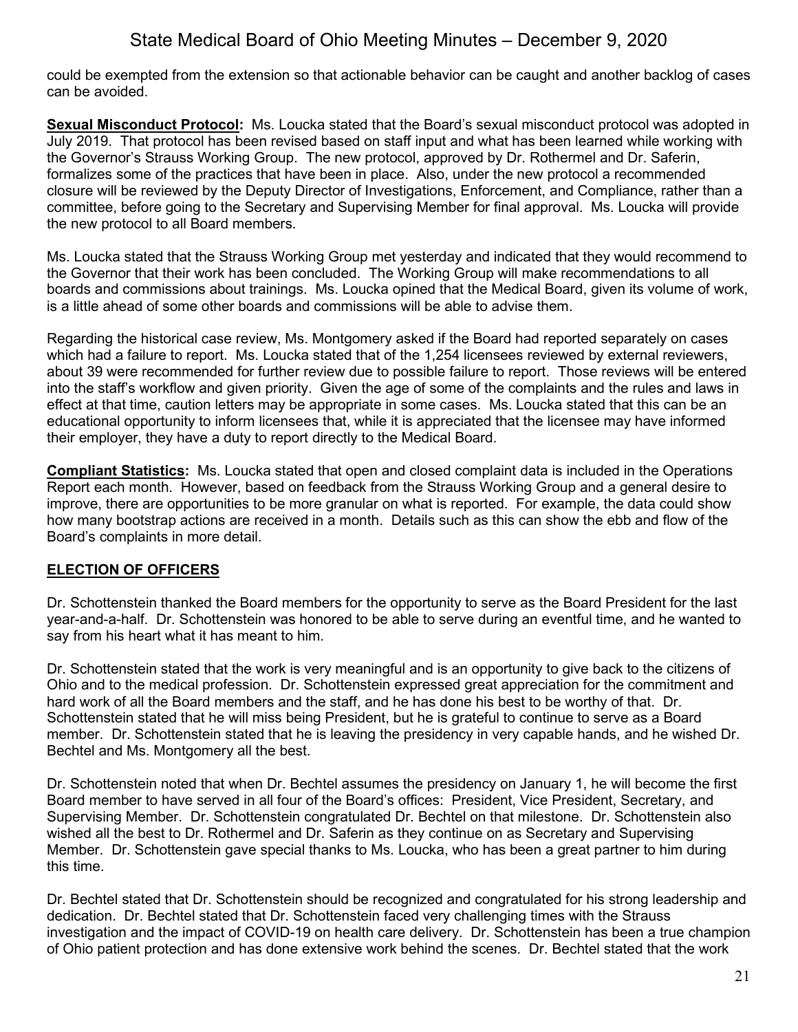could be exempted from the extension so that actionable behavior can be caught and another backlog of cases can be avoided.

**Sexual Misconduct Protocol:** Ms. Loucka stated that the Board's sexual misconduct protocol was adopted in July 2019. That protocol has been revised based on staff input and what has been learned while working with the Governor's Strauss Working Group. The new protocol, approved by Dr. Rothermel and Dr. Saferin, formalizes some of the practices that have been in place. Also, under the new protocol a recommended closure will be reviewed by the Deputy Director of Investigations, Enforcement, and Compliance, rather than a committee, before going to the Secretary and Supervising Member for final approval. Ms. Loucka will provide the new protocol to all Board members.

Ms. Loucka stated that the Strauss Working Group met yesterday and indicated that they would recommend to the Governor that their work has been concluded. The Working Group will make recommendations to all boards and commissions about trainings. Ms. Loucka opined that the Medical Board, given its volume of work, is a little ahead of some other boards and commissions will be able to advise them.

Regarding the historical case review, Ms. Montgomery asked if the Board had reported separately on cases which had a failure to report. Ms. Loucka stated that of the 1,254 licensees reviewed by external reviewers, about 39 were recommended for further review due to possible failure to report. Those reviews will be entered into the staff's workflow and given priority. Given the age of some of the complaints and the rules and laws in effect at that time, caution letters may be appropriate in some cases. Ms. Loucka stated that this can be an educational opportunity to inform licensees that, while it is appreciated that the licensee may have informed their employer, they have a duty to report directly to the Medical Board.

**Compliant Statistics:** Ms. Loucka stated that open and closed complaint data is included in the Operations Report each month. However, based on feedback from the Strauss Working Group and a general desire to improve, there are opportunities to be more granular on what is reported. For example, the data could show how many bootstrap actions are received in a month. Details such as this can show the ebb and flow of the Board's complaints in more detail.

## ELECTION OF OFFICERS

Dr. Schottenstein thanked the Board members for the opportunity to serve as the Board President for the last year-and-a-half. Dr. Schottenstein was honored to be able to serve during an eventful time, and he wanted to say from his heart what it has meant to him.

Dr. Schottenstein stated that the work is very meaningful and is an opportunity to give back to the citizens of Ohio and to the medical profession. Dr. Schottenstein expressed great appreciation for the commitment and hard work of all the Board members and the staff, and he has done his best to be worthy of that. Dr. Schottenstein stated that he will miss being President, but he is grateful to continue to serve as a Board member. Dr. Schottenstein stated that he is leaving the presidency in very capable hands, and he wished Dr. Bechtel and Ms. Montgomery all the best.

Dr. Schottenstein noted that when Dr. Bechtel assumes the presidency on January 1, he will become the first Board member to have served in all four of the Board's offices: President, Vice President, Secretary, and Supervising Member. Dr. Schottenstein congratulated Dr. Bechtel on that milestone. Dr. Schottenstein also wished all the best to Dr. Rothermel and Dr. Saferin as they continue on as Secretary and Supervising Member. Dr. Schottenstein gave special thanks to Ms. Loucka, who has been a great partner to him during this time.

Dr. Bechtel stated that Dr. Schottenstein should be recognized and congratulated for his strong leadership and dedication. Dr. Bechtel stated that Dr. Schottenstein faced very challenging times with the Strauss investigation and the impact of COVID-19 on health care delivery. Dr. Schottenstein has been a true champion of Ohio patient protection and has done extensive work behind the scenes. Dr. Bechtel stated that the work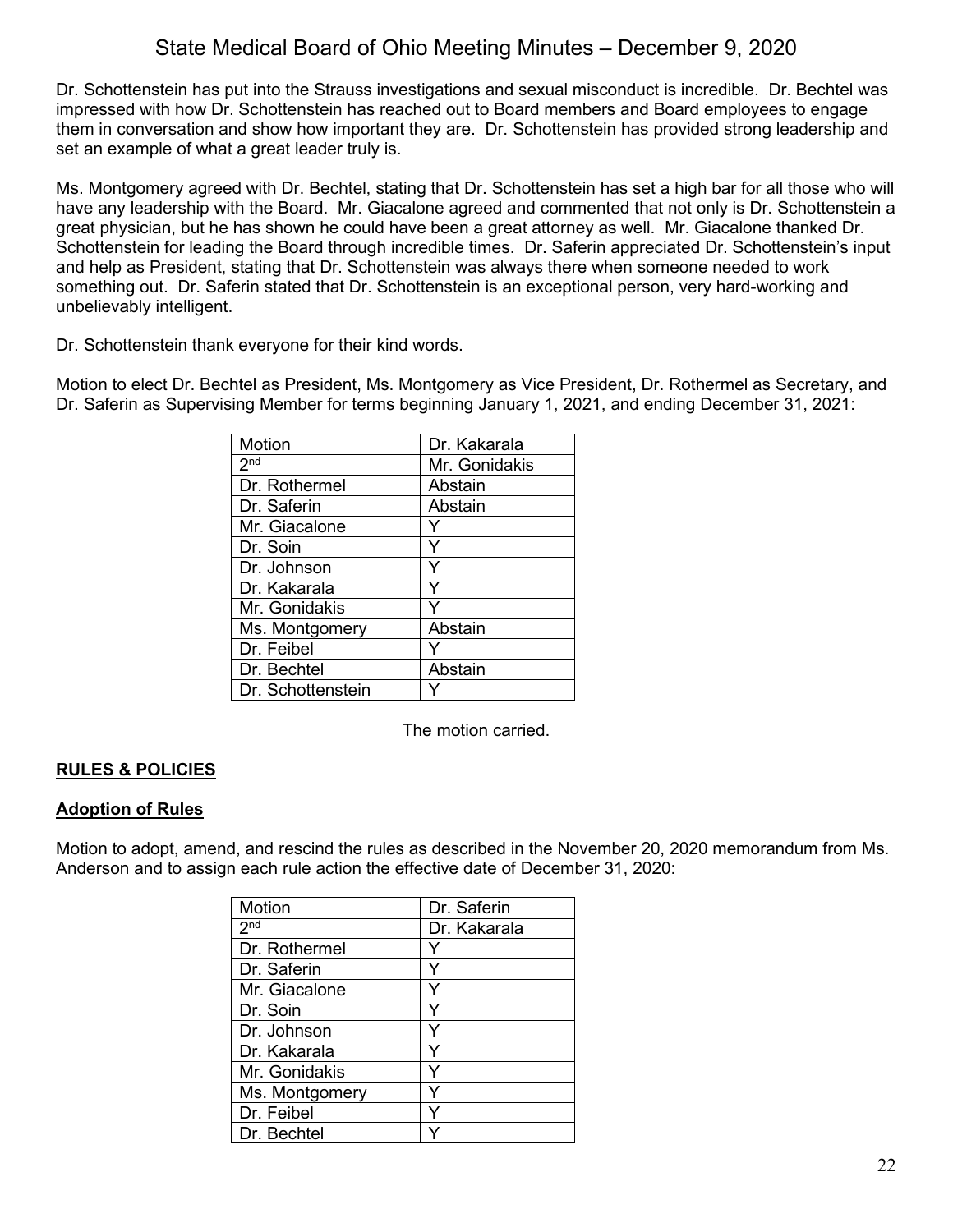Dr. Schottenstein has put into the Strauss investigations and sexual misconduct is incredible. Dr. Bechtel was impressed with how Dr. Schottenstein has reached out to Board members and Board employees to engage them in conversation and show how important they are. Dr. Schottenstein has provided strong leadership and set an example of what a great leader truly is.

Ms. Montgomery agreed with Dr. Bechtel, stating that Dr. Schottenstein has set a high bar for all those who will have any leadership with the Board. Mr. Giacalone agreed and commented that not only is Dr. Schottenstein a great physician, but he has shown he could have been a great attorney as well. Mr. Giacalone thanked Dr. Schottenstein for leading the Board through incredible times. Dr. Saferin appreciated Dr. Schottenstein's input and help as President, stating that Dr. Schottenstein was always there when someone needed to work something out. Dr. Saferin stated that Dr. Schottenstein is an exceptional person, very hard-working and unbelievably intelligent.

Dr. Schottenstein thank everyone for their kind words.

Motion to elect Dr. Bechtel as President, Ms. Montgomery as Vice President, Dr. Rothermel as Secretary, and Dr. Saferin as Supervising Member for terms beginning January 1, 2021, and ending December 31, 2021:

| Motion | Dr. Kakarala |
|---|---|
| 2nd | Mr. Gonidakis |
| Dr. Rothermel | Abstain |
| Dr. Saferin | Abstain |
| Mr. Giacalone | Y |
| Dr. Soin | Y |
| Dr. Johnson | Y |
| Dr. Kakarala | Y |
| Mr. Gonidakis | Y |
| Ms. Montgomery | Abstain |
| Dr. Feibel | Y |
| Dr. Bechtel | Abstain |
| Dr. Schottenstein | Y |

The motion carried.

## RULES & POLICIES

### Adoption of Rules

Motion to adopt, amend, and rescind the rules as described in the November 20, 2020 memorandum from Ms. Anderson and to assign each rule action the effective date of December 31, 2020:

| Motion | Dr. Saferin |
|---|---|
| 2nd | Dr. Kakarala |
| Dr. Rothermel | Y |
| Dr. Saferin | Y |
| Mr. Giacalone | Y |
| Dr. Soin | Y |
| Dr. Johnson | Y |
| Dr. Kakarala | Y |
| Mr. Gonidakis | Y |
| Ms. Montgomery | Y |
| Dr. Feibel | Y |
| Dr. Bechtel | Y |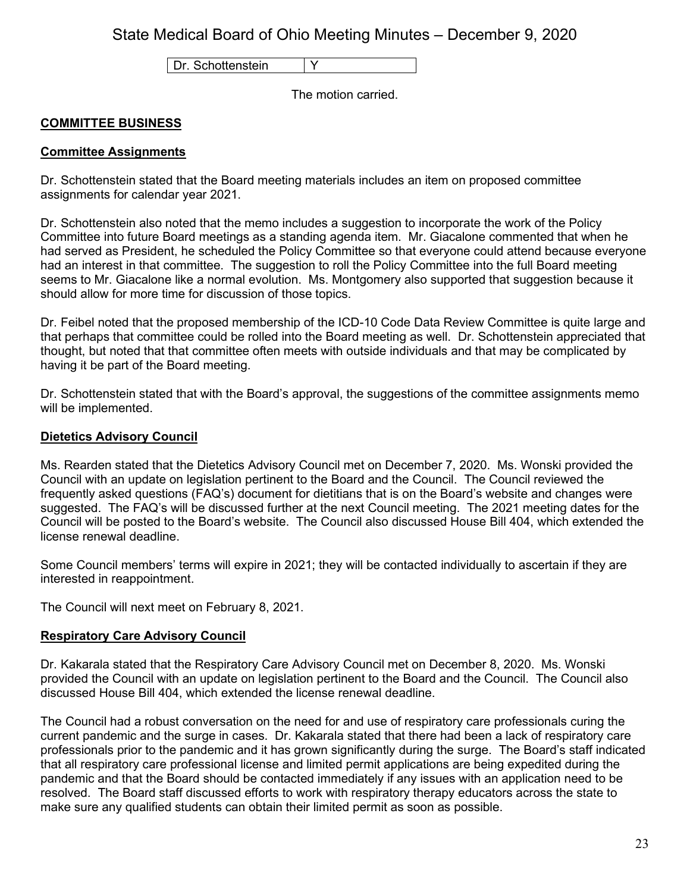| Dr. Schottenstein | Y |
|---|---|

The motion carried.

## COMMITTEE BUSINESS

### Committee Assignments

Dr. Schottenstein stated that the Board meeting materials includes an item on proposed committee assignments for calendar year 2021.

Dr. Schottenstein also noted that the memo includes a suggestion to incorporate the work of the Policy Committee into future Board meetings as a standing agenda item. Mr. Giacalone commented that when he had served as President, he scheduled the Policy Committee so that everyone could attend because everyone had an interest in that committee. The suggestion to roll the Policy Committee into the full Board meeting seems to Mr. Giacalone like a normal evolution. Ms. Montgomery also supported that suggestion because it should allow for more time for discussion of those topics.

Dr. Feibel noted that the proposed membership of the ICD-10 Code Data Review Committee is quite large and that perhaps that committee could be rolled into the Board meeting as well. Dr. Schottenstein appreciated that thought, but noted that that committee often meets with outside individuals and that may be complicated by having it be part of the Board meeting.

Dr. Schottenstein stated that with the Board's approval, the suggestions of the committee assignments memo will be implemented.

### Dietetics Advisory Council

Ms. Rearden stated that the Dietetics Advisory Council met on December 7, 2020. Ms. Wonski provided the Council with an update on legislation pertinent to the Board and the Council. The Council reviewed the frequently asked questions (FAQ's) document for dietitians that is on the Board's website and changes were suggested. The FAQ's will be discussed further at the next Council meeting. The 2021 meeting dates for the Council will be posted to the Board's website. The Council also discussed House Bill 404, which extended the license renewal deadline.

Some Council members' terms will expire in 2021; they will be contacted individually to ascertain if they are interested in reappointment.

The Council will next meet on February 8, 2021.

### Respiratory Care Advisory Council

Dr. Kakarala stated that the Respiratory Care Advisory Council met on December 8, 2020. Ms. Wonski provided the Council with an update on legislation pertinent to the Board and the Council. The Council also discussed House Bill 404, which extended the license renewal deadline.

The Council had a robust conversation on the need for and use of respiratory care professionals curing the current pandemic and the surge in cases. Dr. Kakarala stated that there had been a lack of respiratory care professionals prior to the pandemic and it has grown significantly during the surge. The Board's staff indicated that all respiratory care professional license and limited permit applications are being expedited during the pandemic and that the Board should be contacted immediately if any issues with an application need to be resolved. The Board staff discussed efforts to work with respiratory therapy educators across the state to make sure any qualified students can obtain their limited permit as soon as possible.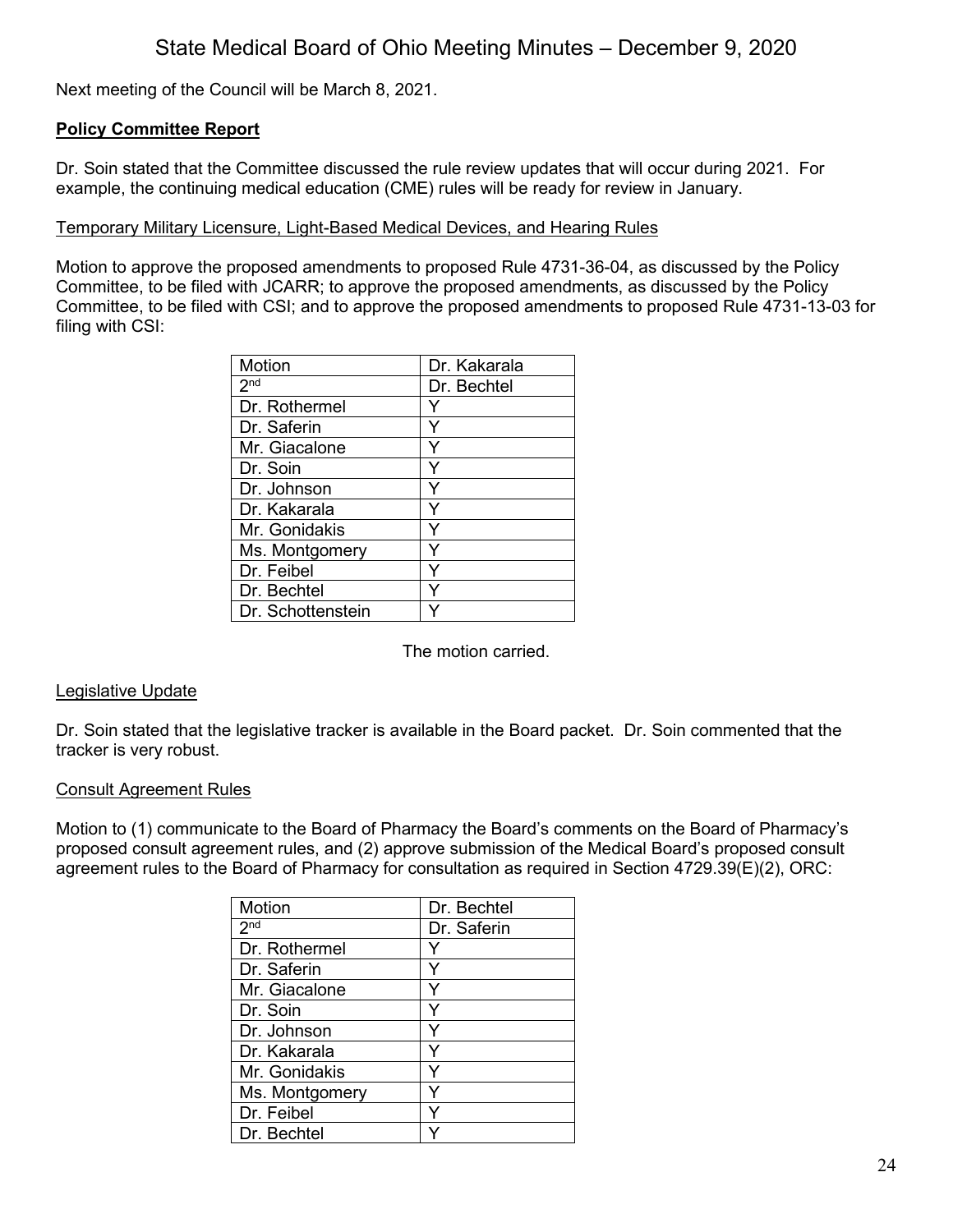Next meeting of the Council will be March 8, 2021.

**Policy Committee Report**

Dr. Soin stated that the Committee discussed the rule review updates that will occur during 2021. For example, the continuing medical education (CME) rules will be ready for review in January.

Temporary Military Licensure, Light-Based Medical Devices, and Hearing Rules

Motion to approve the proposed amendments to proposed Rule 4731-36-04, as discussed by the Policy Committee, to be filed with JCARR; to approve the proposed amendments, as discussed by the Policy Committee, to be filed with CSI; and to approve the proposed amendments to proposed Rule 4731-13-03 for filing with CSI:

| Motion | Dr. Kakarala |
|---|---|
| 2nd | Dr. Bechtel |
| Dr. Rothermel | Y |
| Dr. Saferin | Y |
| Mr. Giacalone | Y |
| Dr. Soin | Y |
| Dr. Johnson | Y |
| Dr. Kakarala | Y |
| Mr. Gonidakis | Y |
| Ms. Montgomery | Y |
| Dr. Feibel | Y |
| Dr. Bechtel | Y |
| Dr. Schottenstein | Y |

The motion carried.

Legislative Update

Dr. Soin stated that the legislative tracker is available in the Board packet. Dr. Soin commented that the tracker is very robust.

Consult Agreement Rules

Motion to (1) communicate to the Board of Pharmacy the Board's comments on the Board of Pharmacy's proposed consult agreement rules, and (2) approve submission of the Medical Board's proposed consult agreement rules to the Board of Pharmacy for consultation as required in Section 4729.39(E)(2), ORC:

| Motion | Dr. Bechtel |
|---|---|
| 2nd | Dr. Saferin |
| Dr. Rothermel | Y |
| Dr. Saferin | Y |
| Mr. Giacalone | Y |
| Dr. Soin | Y |
| Dr. Johnson | Y |
| Dr. Kakarala | Y |
| Mr. Gonidakis | Y |
| Ms. Montgomery | Y |
| Dr. Feibel | Y |
| Dr. Bechtel | Y |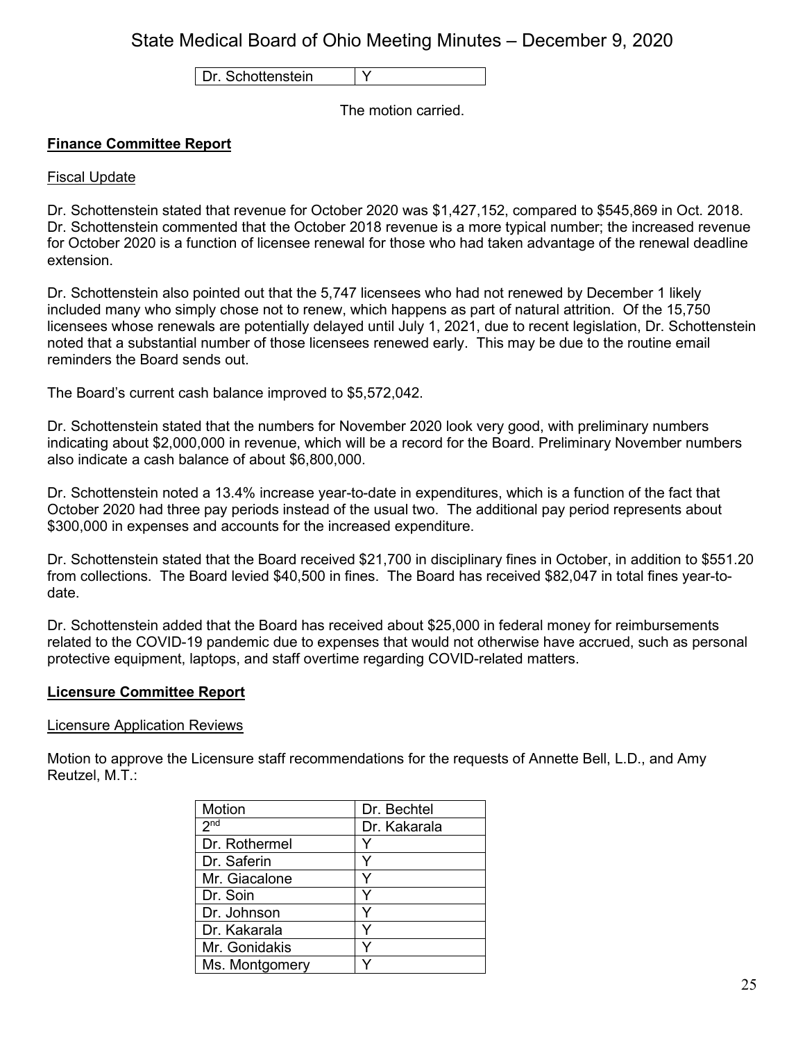| Dr. Schottenstein | Y |
|---|---|

The motion carried.

**Finance Committee Report**

Fiscal Update

Dr. Schottenstein stated that revenue for October 2020 was $1,427,152, compared to $545,869 in Oct. 2018. Dr. Schottenstein commented that the October 2018 revenue is a more typical number; the increased revenue for October 2020 is a function of licensee renewal for those who had taken advantage of the renewal deadline extension.

Dr. Schottenstein also pointed out that the 5,747 licensees who had not renewed by December 1 likely included many who simply chose not to renew, which happens as part of natural attrition. Of the 15,750 licensees whose renewals are potentially delayed until July 1, 2021, due to recent legislation, Dr. Schottenstein noted that a substantial number of those licensees renewed early. This may be due to the routine email reminders the Board sends out.

The Board's current cash balance improved to $5,572,042.

Dr. Schottenstein stated that the numbers for November 2020 look very good, with preliminary numbers indicating about $2,000,000 in revenue, which will be a record for the Board. Preliminary November numbers also indicate a cash balance of about $6,800,000.

Dr. Schottenstein noted a 13.4% increase year-to-date in expenditures, which is a function of the fact that October 2020 had three pay periods instead of the usual two. The additional pay period represents about $300,000 in expenses and accounts for the increased expenditure.

Dr. Schottenstein stated that the Board received $21,700 in disciplinary fines in October, in addition to $551.20 from collections. The Board levied $40,500 in fines. The Board has received $82,047 in total fines year-to-date.

Dr. Schottenstein added that the Board has received about $25,000 in federal money for reimbursements related to the COVID-19 pandemic due to expenses that would not otherwise have accrued, such as personal protective equipment, laptops, and staff overtime regarding COVID-related matters.

**Licensure Committee Report**

Licensure Application Reviews

Motion to approve the Licensure staff recommendations for the requests of Annette Bell, L.D., and Amy Reutzel, M.T.:

| Motion | Dr. Bechtel |
|---|---|
| 2nd | Dr. Kakarala |
| Dr. Rothermel | Y |
| Dr. Saferin | Y |
| Mr. Giacalone | Y |
| Dr. Soin | Y |
| Dr. Johnson | Y |
| Dr. Kakarala | Y |
| Mr. Gonidakis | Y |
| Ms. Montgomery | Y |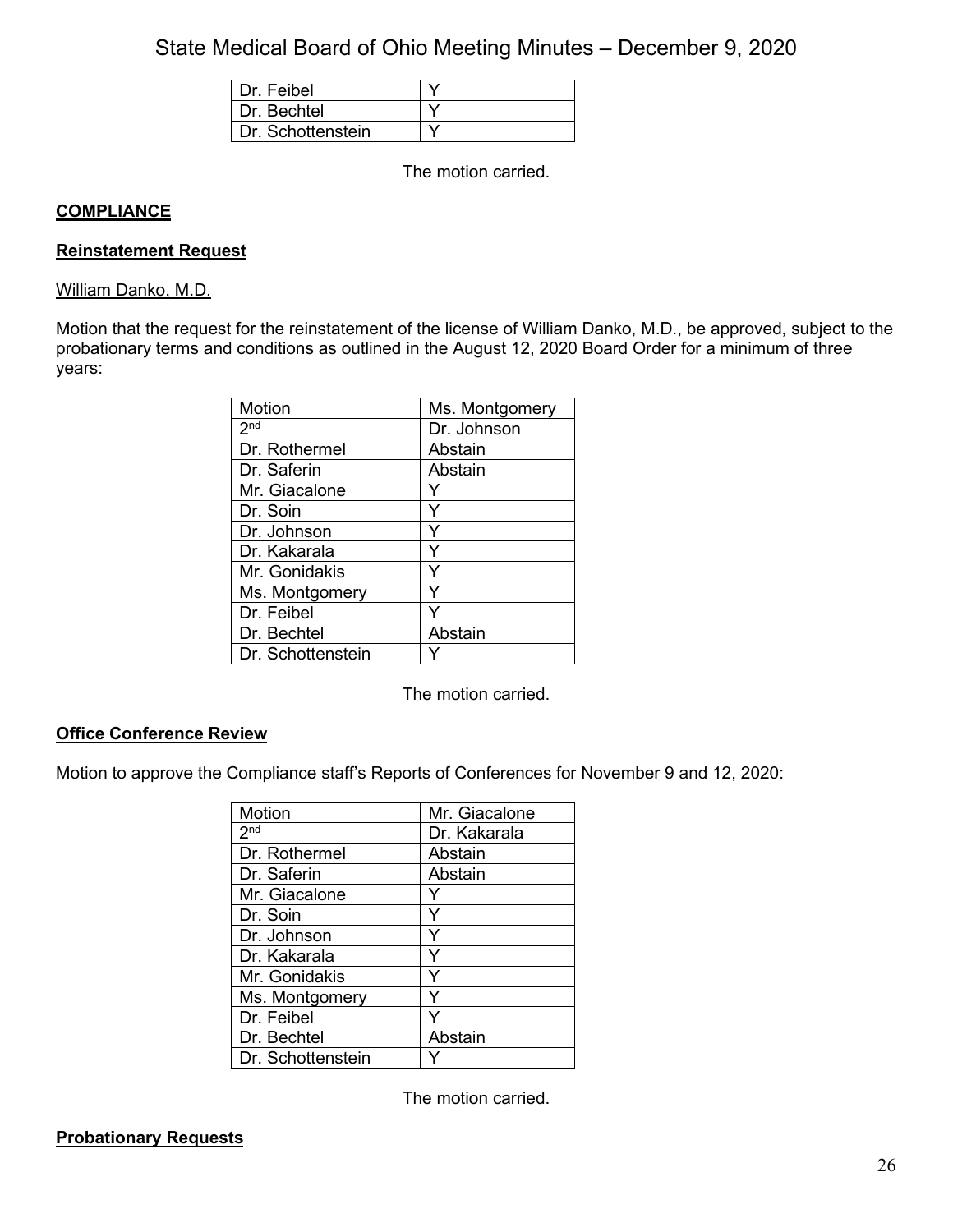| Dr. Feibel | Y |
|---|---|
| Dr. Bechtel | Y |
| Dr. Schottenstein | Y |

The motion carried.

## COMPLIANCE

### Reinstatement Request

William Danko, M.D.

Motion that the request for the reinstatement of the license of William Danko, M.D., be approved, subject to the probationary terms and conditions as outlined in the August 12, 2020 Board Order for a minimum of three years:

| Motion | Ms. Montgomery |
|---|---|
| 2nd | Dr. Johnson |
| Dr. Rothermel | Abstain |
| Dr. Saferin | Abstain |
| Mr. Giacalone | Y |
| Dr. Soin | Y |
| Dr. Johnson | Y |
| Dr. Kakarala | Y |
| Mr. Gonidakis | Y |
| Ms. Montgomery | Y |
| Dr. Feibel | Y |
| Dr. Bechtel | Abstain |
| Dr. Schottenstein | Y |

The motion carried.

### Office Conference Review

Motion to approve the Compliance staff's Reports of Conferences for November 9 and 12, 2020:

| Motion | Mr. Giacalone |
|---|---|
| 2nd | Dr. Kakarala |
| Dr. Rothermel | Abstain |
| Dr. Saferin | Abstain |
| Mr. Giacalone | Y |
| Dr. Soin | Y |
| Dr. Johnson | Y |
| Dr. Kakarala | Y |
| Mr. Gonidakis | Y |
| Ms. Montgomery | Y |
| Dr. Feibel | Y |
| Dr. Bechtel | Abstain |
| Dr. Schottenstein | Y |

The motion carried.

### Probationary Requests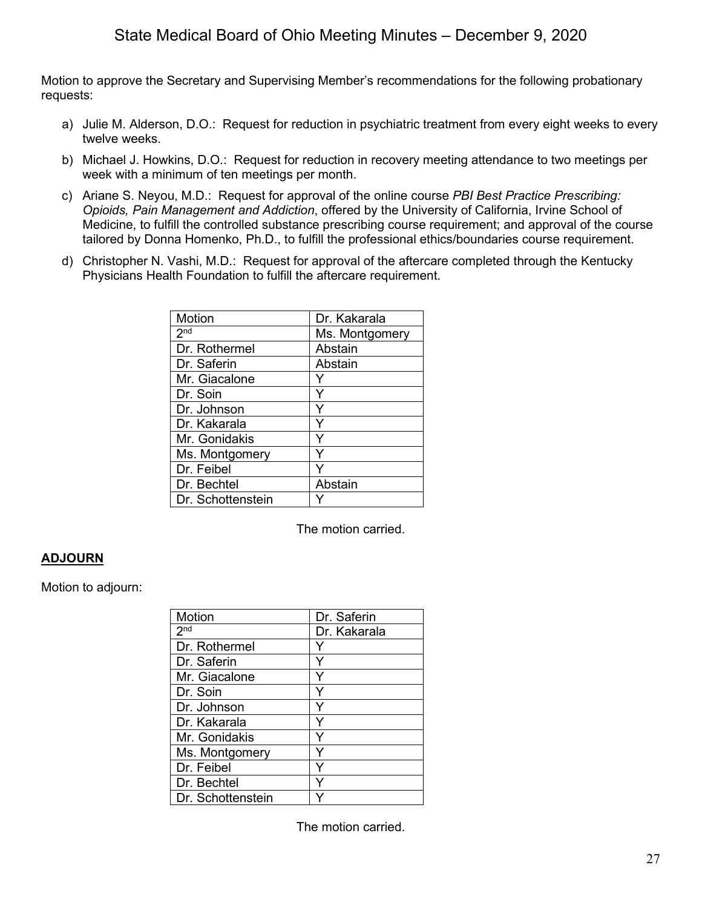Motion to approve the Secretary and Supervising Member's recommendations for the following probationary requests:

a) Julie M. Alderson, D.O.: Request for reduction in psychiatric treatment from every eight weeks to every twelve weeks.

b) Michael J. Howkins, D.O.: Request for reduction in recovery meeting attendance to two meetings per week with a minimum of ten meetings per month.

c) Ariane S. Neyou, M.D.: Request for approval of the online course *PBI Best Practice Prescribing: Opioids, Pain Management and Addiction*, offered by the University of California, Irvine School of Medicine, to fulfill the controlled substance prescribing course requirement; and approval of the course tailored by Donna Homenko, Ph.D., to fulfill the professional ethics/boundaries course requirement.

d) Christopher N. Vashi, M.D.: Request for approval of the aftercare completed through the Kentucky Physicians Health Foundation to fulfill the aftercare requirement.

| Motion | Dr. Kakarala |
|---|---|
| 2nd | Ms. Montgomery |
| Dr. Rothermel | Abstain |
| Dr. Saferin | Abstain |
| Mr. Giacalone | Y |
| Dr. Soin | Y |
| Dr. Johnson | Y |
| Dr. Kakarala | Y |
| Mr. Gonidakis | Y |
| Ms. Montgomery | Y |
| Dr. Feibel | Y |
| Dr. Bechtel | Abstain |
| Dr. Schottenstein | Y |

The motion carried.

## ADJOURN

Motion to adjourn:

| Motion | Dr. Saferin |
|---|---|
| 2nd | Dr. Kakarala |
| Dr. Rothermel | Y |
| Dr. Saferin | Y |
| Mr. Giacalone | Y |
| Dr. Soin | Y |
| Dr. Johnson | Y |
| Dr. Kakarala | Y |
| Mr. Gonidakis | Y |
| Ms. Montgomery | Y |
| Dr. Feibel | Y |
| Dr. Bechtel | Y |
| Dr. Schottenstein | Y |

The motion carried.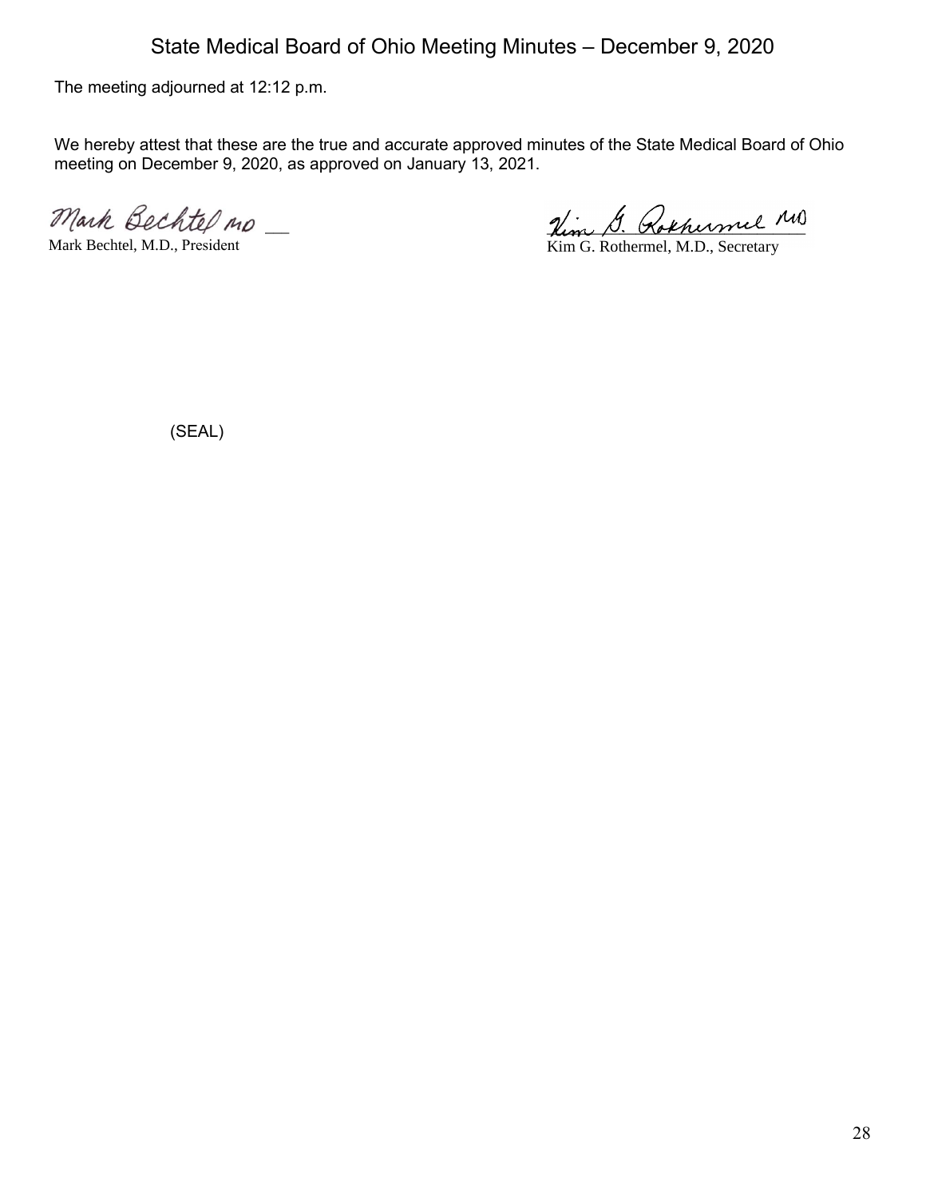The meeting adjourned at 12:12 p.m.

We hereby attest that these are the true and accurate approved minutes of the State Medical Board of Ohio meeting on December 9, 2020, as approved on January 13, 2021.

Mark Bechtel MD

Mark Bechtel, M.D., President

Kim G. Rothermel MD

Kim G. Rothermel, M.D., Secretary

(SEAL)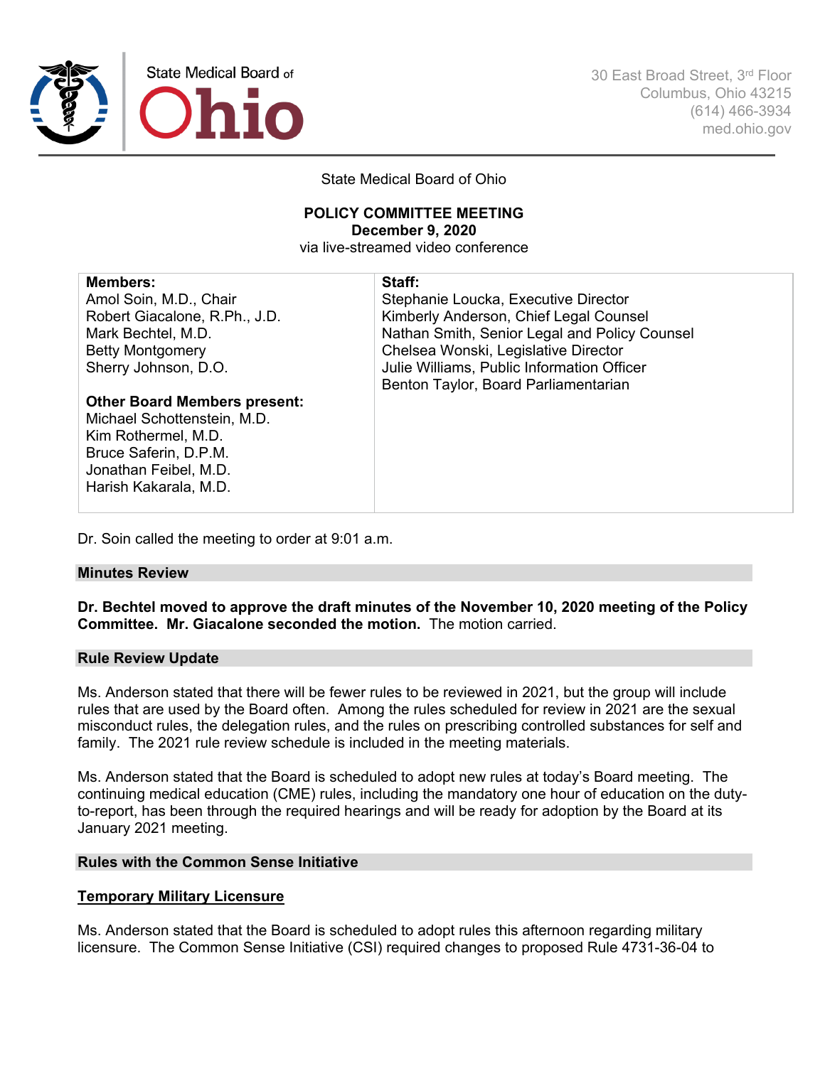State Medical Board of Ohio

30 East Broad Street, 3rd Floor
Columbus, Ohio 43215
(614) 466-3934
med.ohio.gov

State Medical Board of Ohio

**POLICY COMMITTEE MEETING**
**December 9, 2020**
via live-streamed video conference

| **Members:** | **Staff:** |
|---|---|
| Amol Soin, M.D., Chair | Stephanie Loucka, Executive Director |
| Robert Giacalone, R.Ph., J.D. | Kimberly Anderson, Chief Legal Counsel |
| Mark Bechtel, M.D. | Nathan Smith, Senior Legal and Policy Counsel |
| Betty Montgomery | Chelsea Wonski, Legislative Director |
| Sherry Johnson, D.O. | Julie Williams, Public Information Officer |
| | Benton Taylor, Board Parliamentarian |
| **Other Board Members present:** | |
| Michael Schottenstein, M.D. | |
| Kim Rothermel, M.D. | |
| Bruce Saferin, D.P.M. | |
| Jonathan Feibel, M.D. | |
| Harish Kakarala, M.D. | |

Dr. Soin called the meeting to order at 9:01 a.m.

## Minutes Review

**Dr. Bechtel moved to approve the draft minutes of the November 10, 2020 meeting of the Policy Committee. Mr. Giacalone seconded the motion.** The motion carried.

## Rule Review Update

Ms. Anderson stated that there will be fewer rules to be reviewed in 2021, but the group will include rules that are used by the Board often. Among the rules scheduled for review in 2021 are the sexual misconduct rules, the delegation rules, and the rules on prescribing controlled substances for self and family. The 2021 rule review schedule is included in the meeting materials.

Ms. Anderson stated that the Board is scheduled to adopt new rules at today's Board meeting. The continuing medical education (CME) rules, including the mandatory one hour of education on the duty-to-report, has been through the required hearings and will be ready for adoption by the Board at its January 2021 meeting.

## Rules with the Common Sense Initiative

### Temporary Military Licensure

Ms. Anderson stated that the Board is scheduled to adopt rules this afternoon regarding military licensure. The Common Sense Initiative (CSI) required changes to proposed Rule 4731-36-04 to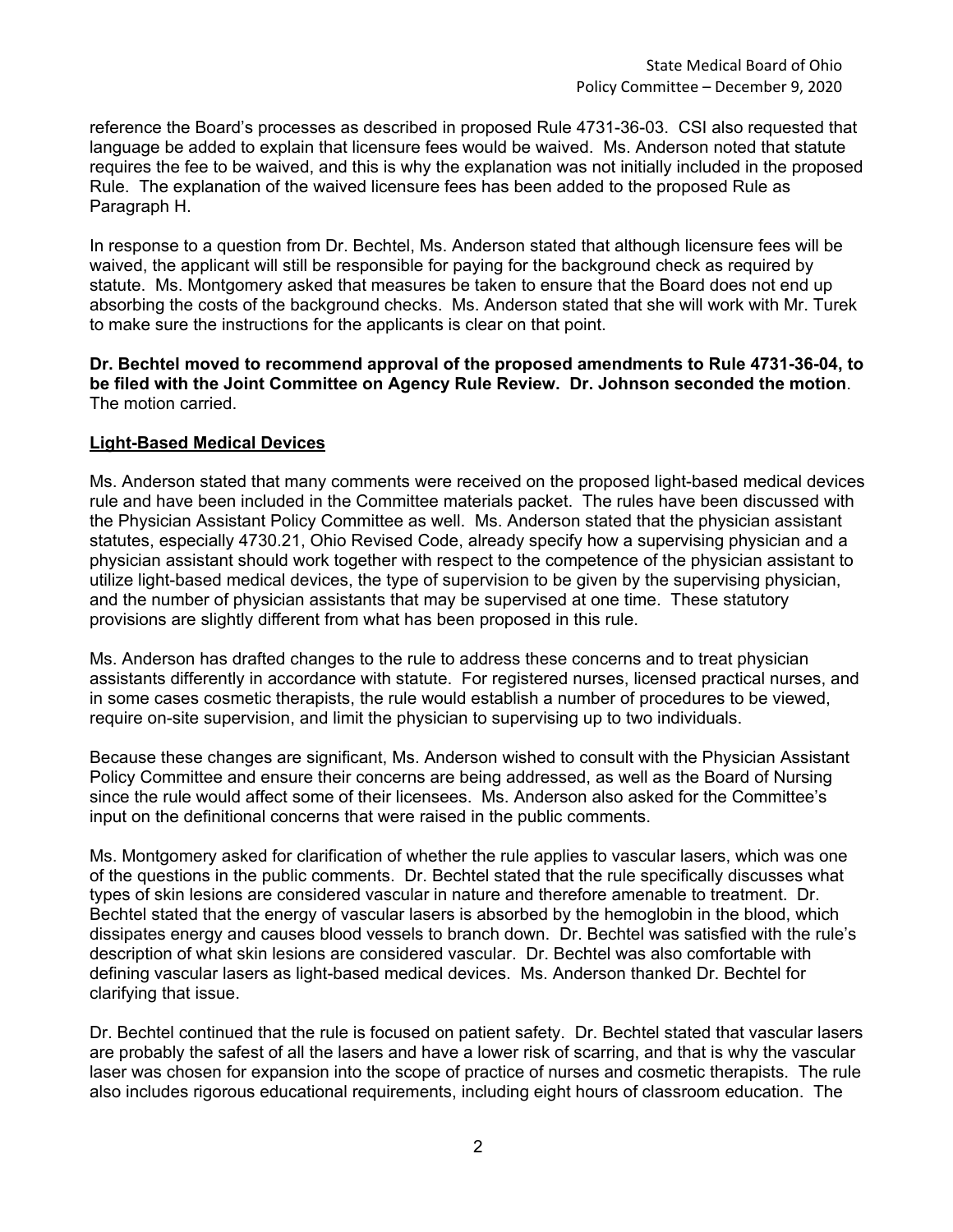reference the Board's processes as described in proposed Rule 4731-36-03. CSI also requested that language be added to explain that licensure fees would be waived. Ms. Anderson noted that statute requires the fee to be waived, and this is why the explanation was not initially included in the proposed Rule. The explanation of the waived licensure fees has been added to the proposed Rule as Paragraph H.

In response to a question from Dr. Bechtel, Ms. Anderson stated that although licensure fees will be waived, the applicant will still be responsible for paying for the background check as required by statute. Ms. Montgomery asked that measures be taken to ensure that the Board does not end up absorbing the costs of the background checks. Ms. Anderson stated that she will work with Mr. Turek to make sure the instructions for the applicants is clear on that point.

**Dr. Bechtel moved to recommend approval of the proposed amendments to Rule 4731-36-04, to be filed with the Joint Committee on Agency Rule Review. Dr. Johnson seconded the motion**. The motion carried.

**Light-Based Medical Devices**

Ms. Anderson stated that many comments were received on the proposed light-based medical devices rule and have been included in the Committee materials packet. The rules have been discussed with the Physician Assistant Policy Committee as well. Ms. Anderson stated that the physician assistant statutes, especially 4730.21, Ohio Revised Code, already specify how a supervising physician and a physician assistant should work together with respect to the competence of the physician assistant to utilize light-based medical devices, the type of supervision to be given by the supervising physician, and the number of physician assistants that may be supervised at one time. These statutory provisions are slightly different from what has been proposed in this rule.

Ms. Anderson has drafted changes to the rule to address these concerns and to treat physician assistants differently in accordance with statute. For registered nurses, licensed practical nurses, and in some cases cosmetic therapists, the rule would establish a number of procedures to be viewed, require on-site supervision, and limit the physician to supervising up to two individuals.

Because these changes are significant, Ms. Anderson wished to consult with the Physician Assistant Policy Committee and ensure their concerns are being addressed, as well as the Board of Nursing since the rule would affect some of their licensees. Ms. Anderson also asked for the Committee's input on the definitional concerns that were raised in the public comments.

Ms. Montgomery asked for clarification of whether the rule applies to vascular lasers, which was one of the questions in the public comments. Dr. Bechtel stated that the rule specifically discusses what types of skin lesions are considered vascular in nature and therefore amenable to treatment. Dr. Bechtel stated that the energy of vascular lasers is absorbed by the hemoglobin in the blood, which dissipates energy and causes blood vessels to branch down. Dr. Bechtel was satisfied with the rule's description of what skin lesions are considered vascular. Dr. Bechtel was also comfortable with defining vascular lasers as light-based medical devices. Ms. Anderson thanked Dr. Bechtel for clarifying that issue.

Dr. Bechtel continued that the rule is focused on patient safety. Dr. Bechtel stated that vascular lasers are probably the safest of all the lasers and have a lower risk of scarring, and that is why the vascular laser was chosen for expansion into the scope of practice of nurses and cosmetic therapists. The rule also includes rigorous educational requirements, including eight hours of classroom education. The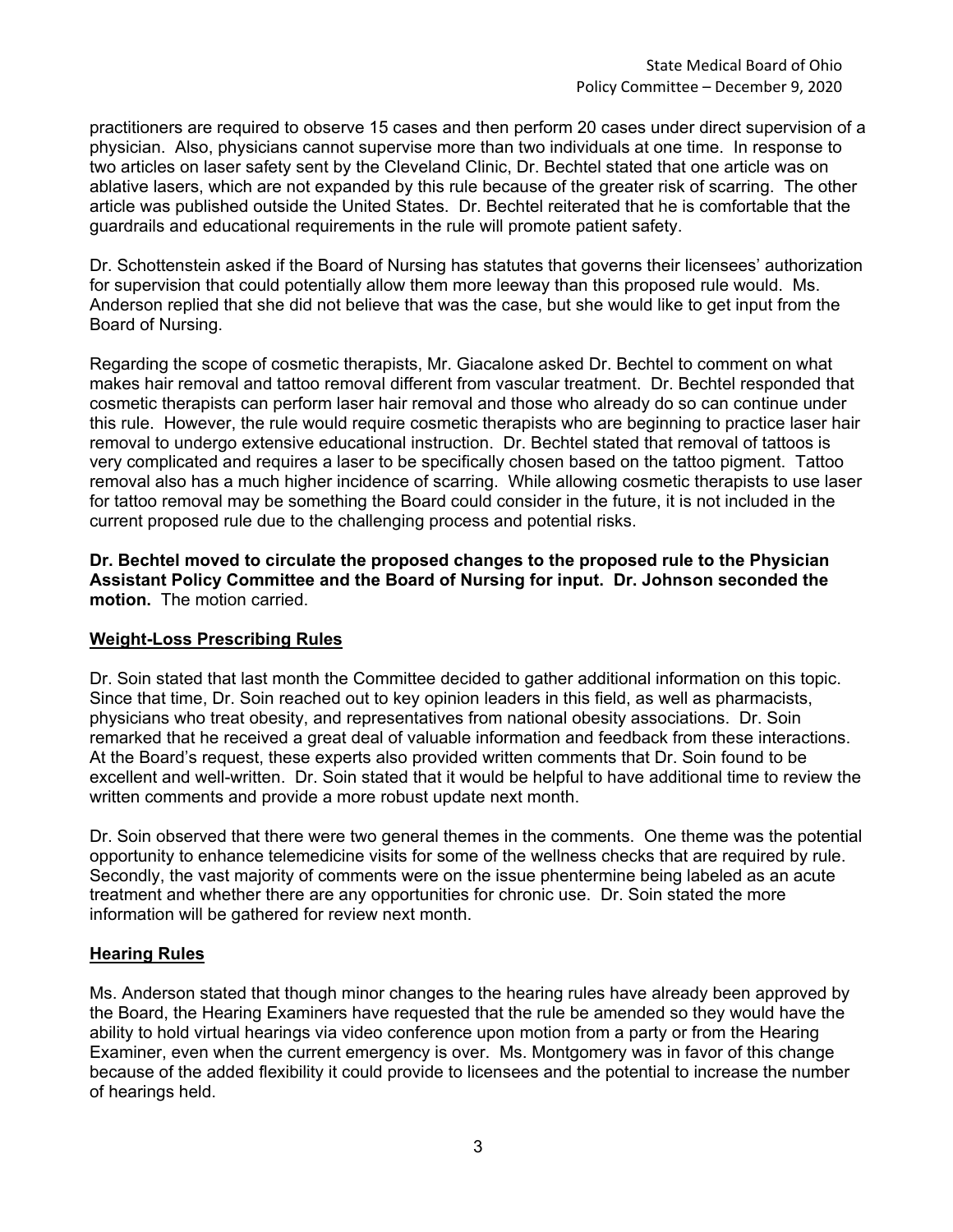practitioners are required to observe 15 cases and then perform 20 cases under direct supervision of a physician. Also, physicians cannot supervise more than two individuals at one time. In response to two articles on laser safety sent by the Cleveland Clinic, Dr. Bechtel stated that one article was on ablative lasers, which are not expanded by this rule because of the greater risk of scarring. The other article was published outside the United States. Dr. Bechtel reiterated that he is comfortable that the guardrails and educational requirements in the rule will promote patient safety.

Dr. Schottenstein asked if the Board of Nursing has statutes that governs their licensees' authorization for supervision that could potentially allow them more leeway than this proposed rule would. Ms. Anderson replied that she did not believe that was the case, but she would like to get input from the Board of Nursing.

Regarding the scope of cosmetic therapists, Mr. Giacalone asked Dr. Bechtel to comment on what makes hair removal and tattoo removal different from vascular treatment. Dr. Bechtel responded that cosmetic therapists can perform laser hair removal and those who already do so can continue under this rule. However, the rule would require cosmetic therapists who are beginning to practice laser hair removal to undergo extensive educational instruction. Dr. Bechtel stated that removal of tattoos is very complicated and requires a laser to be specifically chosen based on the tattoo pigment. Tattoo removal also has a much higher incidence of scarring. While allowing cosmetic therapists to use laser for tattoo removal may be something the Board could consider in the future, it is not included in the current proposed rule due to the challenging process and potential risks.

**Dr. Bechtel moved to circulate the proposed changes to the proposed rule to the Physician Assistant Policy Committee and the Board of Nursing for input. Dr. Johnson seconded the motion.** The motion carried.

## Weight-Loss Prescribing Rules

Dr. Soin stated that last month the Committee decided to gather additional information on this topic. Since that time, Dr. Soin reached out to key opinion leaders in this field, as well as pharmacists, physicians who treat obesity, and representatives from national obesity associations. Dr. Soin remarked that he received a great deal of valuable information and feedback from these interactions. At the Board's request, these experts also provided written comments that Dr. Soin found to be excellent and well-written. Dr. Soin stated that it would be helpful to have additional time to review the written comments and provide a more robust update next month.

Dr. Soin observed that there were two general themes in the comments. One theme was the potential opportunity to enhance telemedicine visits for some of the wellness checks that are required by rule. Secondly, the vast majority of comments were on the issue phentermine being labeled as an acute treatment and whether there are any opportunities for chronic use. Dr. Soin stated the more information will be gathered for review next month.

## Hearing Rules

Ms. Anderson stated that though minor changes to the hearing rules have already been approved by the Board, the Hearing Examiners have requested that the rule be amended so they would have the ability to hold virtual hearings via video conference upon motion from a party or from the Hearing Examiner, even when the current emergency is over. Ms. Montgomery was in favor of this change because of the added flexibility it could provide to licensees and the potential to increase the number of hearings held.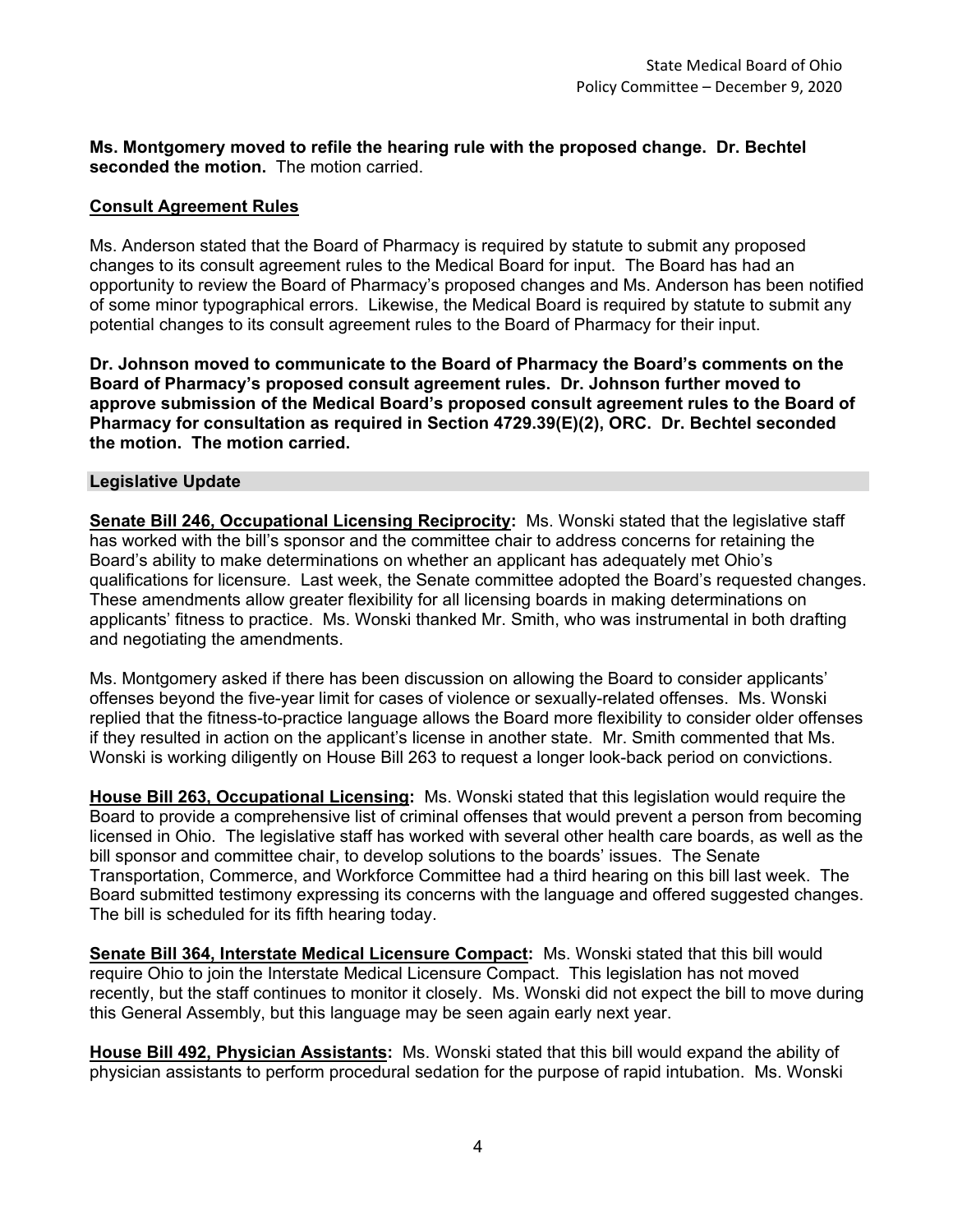**Ms. Montgomery moved to refile the hearing rule with the proposed change. Dr. Bechtel seconded the motion.** The motion carried.

**Consult Agreement Rules**

Ms. Anderson stated that the Board of Pharmacy is required by statute to submit any proposed changes to its consult agreement rules to the Medical Board for input. The Board has had an opportunity to review the Board of Pharmacy's proposed changes and Ms. Anderson has been notified of some minor typographical errors. Likewise, the Medical Board is required by statute to submit any potential changes to its consult agreement rules to the Board of Pharmacy for their input.

**Dr. Johnson moved to communicate to the Board of Pharmacy the Board's comments on the Board of Pharmacy's proposed consult agreement rules. Dr. Johnson further moved to approve submission of the Medical Board's proposed consult agreement rules to the Board of Pharmacy for consultation as required in Section 4729.39(E)(2), ORC. Dr. Bechtel seconded the motion. The motion carried.**

## Legislative Update

**Senate Bill 246, Occupational Licensing Reciprocity:** Ms. Wonski stated that the legislative staff has worked with the bill's sponsor and the committee chair to address concerns for retaining the Board's ability to make determinations on whether an applicant has adequately met Ohio's qualifications for licensure. Last week, the Senate committee adopted the Board's requested changes. These amendments allow greater flexibility for all licensing boards in making determinations on applicants' fitness to practice. Ms. Wonski thanked Mr. Smith, who was instrumental in both drafting and negotiating the amendments.

Ms. Montgomery asked if there has been discussion on allowing the Board to consider applicants' offenses beyond the five-year limit for cases of violence or sexually-related offenses. Ms. Wonski replied that the fitness-to-practice language allows the Board more flexibility to consider older offenses if they resulted in action on the applicant's license in another state. Mr. Smith commented that Ms. Wonski is working diligently on House Bill 263 to request a longer look-back period on convictions.

**House Bill 263, Occupational Licensing:** Ms. Wonski stated that this legislation would require the Board to provide a comprehensive list of criminal offenses that would prevent a person from becoming licensed in Ohio. The legislative staff has worked with several other health care boards, as well as the bill sponsor and committee chair, to develop solutions to the boards' issues. The Senate Transportation, Commerce, and Workforce Committee had a third hearing on this bill last week. The Board submitted testimony expressing its concerns with the language and offered suggested changes. The bill is scheduled for its fifth hearing today.

**Senate Bill 364, Interstate Medical Licensure Compact:** Ms. Wonski stated that this bill would require Ohio to join the Interstate Medical Licensure Compact. This legislation has not moved recently, but the staff continues to monitor it closely. Ms. Wonski did not expect the bill to move during this General Assembly, but this language may be seen again early next year.

**House Bill 492, Physician Assistants:** Ms. Wonski stated that this bill would expand the ability of physician assistants to perform procedural sedation for the purpose of rapid intubation. Ms. Wonski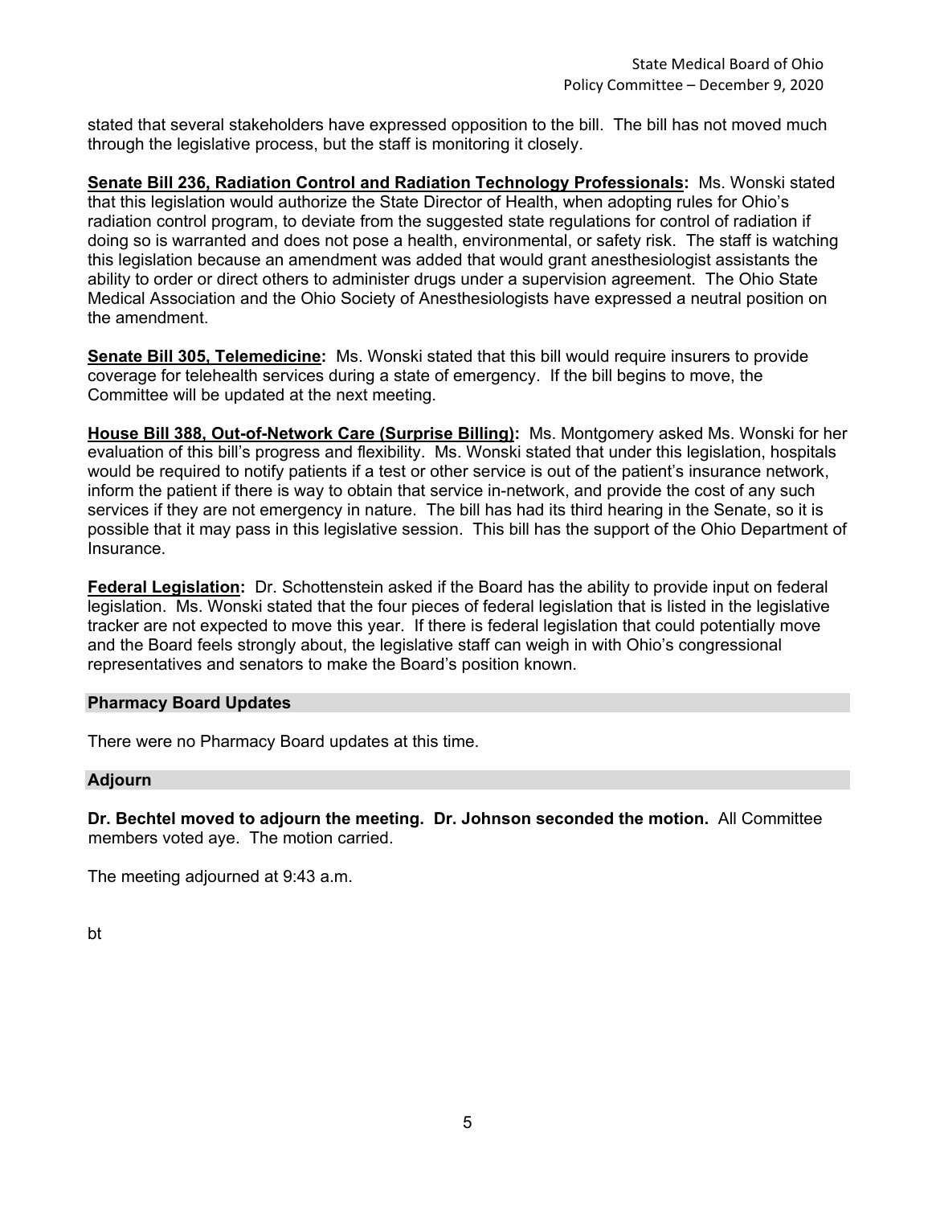stated that several stakeholders have expressed opposition to the bill. The bill has not moved much through the legislative process, but the staff is monitoring it closely.

**Senate Bill 236, Radiation Control and Radiation Technology Professionals:** Ms. Wonski stated that this legislation would authorize the State Director of Health, when adopting rules for Ohio's radiation control program, to deviate from the suggested state regulations for control of radiation if doing so is warranted and does not pose a health, environmental, or safety risk. The staff is watching this legislation because an amendment was added that would grant anesthesiologist assistants the ability to order or direct others to administer drugs under a supervision agreement. The Ohio State Medical Association and the Ohio Society of Anesthesiologists have expressed a neutral position on the amendment.

**Senate Bill 305, Telemedicine:** Ms. Wonski stated that this bill would require insurers to provide coverage for telehealth services during a state of emergency. If the bill begins to move, the Committee will be updated at the next meeting.

**House Bill 388, Out-of-Network Care (Surprise Billing):** Ms. Montgomery asked Ms. Wonski for her evaluation of this bill's progress and flexibility. Ms. Wonski stated that under this legislation, hospitals would be required to notify patients if a test or other service is out of the patient's insurance network, inform the patient if there is way to obtain that service in-network, and provide the cost of any such services if they are not emergency in nature. The bill has had its third hearing in the Senate, so it is possible that it may pass in this legislative session. This bill has the support of the Ohio Department of Insurance.

**Federal Legislation:** Dr. Schottenstein asked if the Board has the ability to provide input on federal legislation. Ms. Wonski stated that the four pieces of federal legislation that is listed in the legislative tracker are not expected to move this year. If there is federal legislation that could potentially move and the Board feels strongly about, the legislative staff can weigh in with Ohio's congressional representatives and senators to make the Board's position known.

## Pharmacy Board Updates

There were no Pharmacy Board updates at this time.

## Adjourn

**Dr. Bechtel moved to adjourn the meeting. Dr. Johnson seconded the motion.** All Committee members voted aye. The motion carried.

The meeting adjourned at 9:43 a.m.

bt